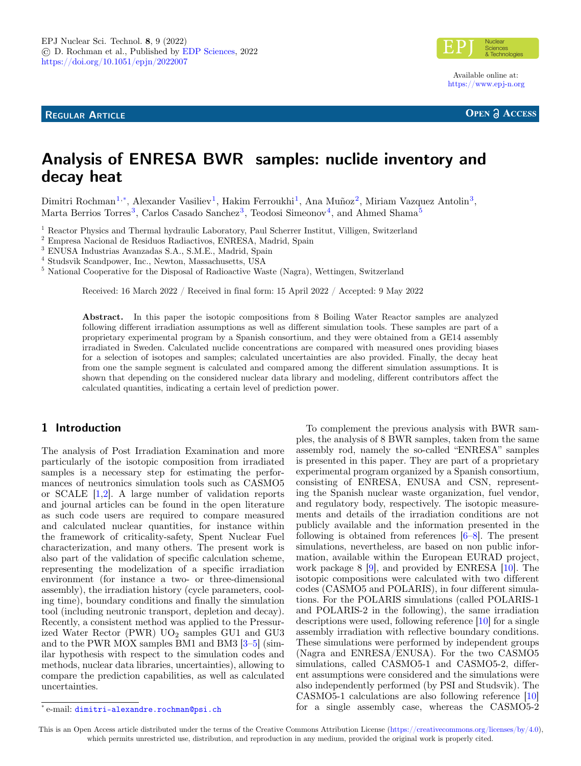EPJ Nuclear Sci. Technol. **8**, 9 (2022)
© D. Rochman et al., Published by EDP Sciences, 2022
https://doi.org/10.1051/epjn/2022007

Available online at:
https://www.epj-n.org

**Regular Article** **Open Access**

# Analysis of ENRESA BWR samples: nuclide inventory and decay heat

Dimitri Rochman[1,*], Alexander Vasiliev[1], Hakim Ferroukhi[1], Ana Muñoz[2], Miriam Vazquez Antolin[3], Marta Berrios Torres[3], Carlos Casado Sanchez[3], Teodosi Simeonov[4], and Ahmed Shama[5]

[1] Reactor Physics and Thermal hydraulic Laboratory, Paul Scherrer Institut, Villigen, Switzerland
[2] Empresa Nacional de Residuos Radiactivos, ENRESA, Madrid, Spain
[3] ENUSA Industrias Avanzadas S.A., S.M.E., Madrid, Spain
[4] Studsvik Scandpower, Inc., Newton, Massachusetts, USA
[5] National Cooperative for the Disposal of Radioactive Waste (Nagra), Wettingen, Switzerland

Received: 16 March 2022 / Received in final form: 15 April 2022 / Accepted: 9 May 2022

**Abstract.** In this paper the isotopic compositions from 8 Boiling Water Reactor samples are analyzed following different irradiation assumptions as well as different simulation tools. These samples are part of a proprietary experimental program by a Spanish consortium, and they were obtained from a GE14 assembly irradiated in Sweden. Calculated nuclide concentrations are compared with measured ones providing biases for a selection of isotopes and samples; calculated uncertainties are also provided. Finally, the decay heat from one the sample segment is calculated and compared among the different simulation assumptions. It is shown that depending on the considered nuclear data library and modeling, different contributors affect the calculated quantities, indicating a certain level of prediction power.

## 1 Introduction

The analysis of Post Irradiation Examination and more particularly of the isotopic composition from irradiated samples is a necessary step for estimating the performances of neutronics simulation tools such as CASMO5 or SCALE [1,2]. A large number of validation reports and journal articles can be found in the open literature as such code users are required to compare measured and calculated nuclear quantities, for instance within the framework of criticality-safety, Spent Nuclear Fuel characterization, and many others. The present work is also part of the validation of specific calculation scheme, representing the modelization of a specific irradiation environment (for instance a two- or three-dimensional assembly), the irradiation history (cycle parameters, cooling time), boundary conditions and finally the simulation tool (including neutronic transport, depletion and decay). Recently, a consistent method was applied to the Pressurized Water Rector (PWR) $UO_2$ samples GU1 and GU3 and to the PWR MOX samples BM1 and BM3 [3–5] (similar hypothesis with respect to the simulation codes and methods, nuclear data libraries, uncertainties), allowing to compare the prediction capabilities, as well as calculated uncertainties.

To complement the previous analysis with BWR samples, the analysis of 8 BWR samples, taken from the same assembly rod, namely the so-called "ENRESA" samples is presented in this paper. They are part of a proprietary experimental program organized by a Spanish consortium, consisting of ENRESA, ENUSA and CSN, representing the Spanish nuclear waste organization, fuel vendor, and regulatory body, respectively. The isotopic measurements and details of the irradiation conditions are not publicly available and the information presented in the following is obtained from references [6–8]. The present simulations, nevertheless, are based on non public information, available within the European EURAD project, work package 8 [9], and provided by ENRESA [10]. The isotopic compositions were calculated with two different codes (CASMO5 and POLARIS), in four different simulations. For the POLARIS simulations (called POLARIS-1 and POLARIS-2 in the following), the same irradiation descriptions were used, following reference [10] for a single assembly irradiation with reflective boundary conditions. These simulations were performed by independent groups (Nagra and ENRESA/ENUSA). For the two CASMO5 simulations, called CASMO5-1 and CASMO5-2, different assumptions were considered and the simulations were also independently performed (by PSI and Studsvik). The CASMO5-1 calculations are also following reference [10] for a single assembly case, whereas the CASMO5-2

\* e-mail: dimitri-alexandre.rochman@psi.ch

This is an Open Access article distributed under the terms of the Creative Commons Attribution License (https://creativecommons.org/licenses/by/4.0), which permits unrestricted use, distribution, and reproduction in any medium, provided the original work is properly cited.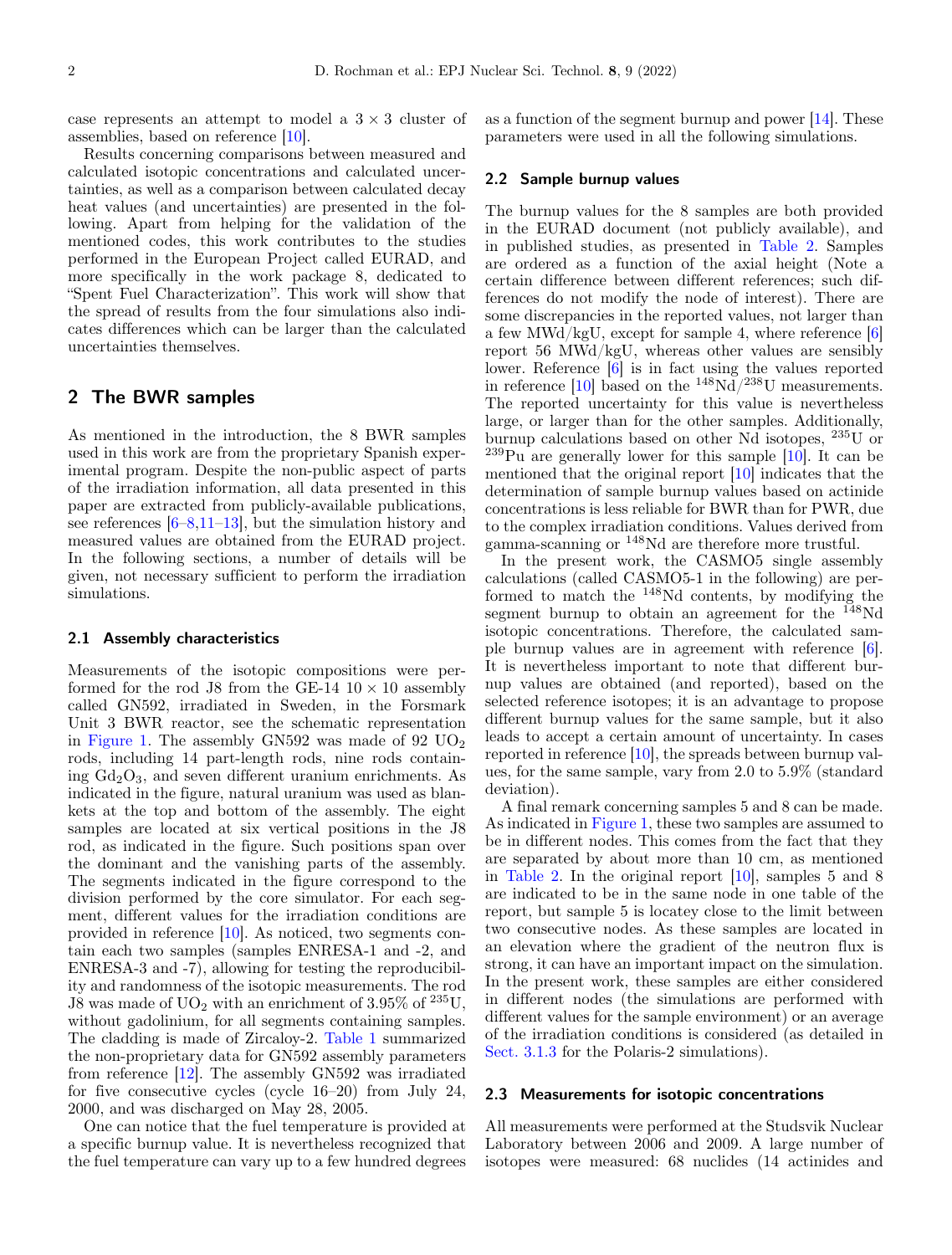case represents an attempt to model a $3 \times 3$ cluster of assemblies, based on reference [10].

Results concerning comparisons between measured and calculated isotopic concentrations and calculated uncertainties, as well as a comparison between calculated decay heat values (and uncertainties) are presented in the following. Apart from helping for the validation of the mentioned codes, this work contributes to the studies performed in the European Project called EURAD, and more specifically in the work package 8, dedicated to "Spent Fuel Characterization". This work will show that the spread of results from the four simulations also indicates differences which can be larger than the calculated uncertainties themselves.

## 2 The BWR samples

As mentioned in the introduction, the 8 BWR samples used in this work are from the proprietary Spanish experimental program. Despite the non-public aspect of parts of the irradiation information, all data presented in this paper are extracted from publicly-available publications, see references [6–8,11–13], but the simulation history and measured values are obtained from the EURAD project. In the following sections, a number of details will be given, not necessary sufficient to perform the irradiation simulations.

### 2.1 Assembly characteristics

Measurements of the isotopic compositions were performed for the rod J8 from the GE-14 $10 \times 10$ assembly called GN592, irradiated in Sweden, in the Forsmark Unit 3 BWR reactor, see the schematic representation in Figure 1. The assembly GN592 was made of 92 $UO_2$ rods, including 14 part-length rods, nine rods containing $Gd_2O_3$, and seven different uranium enrichments. As indicated in the figure, natural uranium was used as blankets at the top and bottom of the assembly. The eight samples are located at six vertical positions in the J8 rod, as indicated in the figure. Such positions span over the dominant and the vanishing parts of the assembly. The segments indicated in the figure correspond to the division performed by the core simulator. For each segment, different values for the irradiation conditions are provided in reference [10]. As noticed, two segments contain each two samples (samples ENRESA-1 and -2, and ENRESA-3 and -7), allowing for testing the reproducibility and randomness of the isotopic measurements. The rod J8 was made of $UO_2$ with an enrichment of 3.95% of $^{235}U$, without gadolinium, for all segments containing samples. The cladding is made of Zircaloy-2. Table 1 summarized the non-proprietary data for GN592 assembly parameters from reference [12]. The assembly GN592 was irradiated for five consecutive cycles (cycle 16–20) from July 24, 2000, and was discharged on May 28, 2005.

One can notice that the fuel temperature is provided at a specific burnup value. It is nevertheless recognized that the fuel temperature can vary up to a few hundred degrees as a function of the segment burnup and power [14]. These parameters were used in all the following simulations.

### 2.2 Sample burnup values

The burnup values for the 8 samples are both provided in the EURAD document (not publicly available), and in published studies, as presented in Table 2. Samples are ordered as a function of the axial height (Note a certain difference between different references; such differences do not modify the node of interest). There are some discrepancies in the reported values, not larger than a few MWd/kgU, except for sample 4, where reference [6] report 56 MWd/kgU, whereas other values are sensibly lower. Reference [6] is in fact using the values reported in reference [10] based on the $^{148}Nd/^{238}U$ measurements. The reported uncertainty for this value is nevertheless large, or larger than for the other samples. Additionally, burnup calculations based on other Nd isotopes, $^{235}U$ or $^{239}Pu$ are generally lower for this sample [10]. It can be mentioned that the original report [10] indicates that the determination of sample burnup values based on actinide concentrations is less reliable for BWR than for PWR, due to the complex irradiation conditions. Values derived from gamma-scanning or $^{148}Nd$ are therefore more trustful.

In the present work, the CASMO5 single assembly calculations (called CASMO5-1 in the following) are performed to match the $^{148}Nd$ contents, by modifying the segment burnup to obtain an agreement for the $^{148}Nd$ isotopic concentrations. Therefore, the calculated sample burnup values are in agreement with reference [6]. It is nevertheless important to note that different burnup values are obtained (and reported), based on the selected reference isotopes; it is an advantage to propose different burnup values for the same sample, but it also leads to accept a certain amount of uncertainty. In cases reported in reference [10], the spreads between burnup values, for the same sample, vary from 2.0 to 5.9% (standard deviation).

A final remark concerning samples 5 and 8 can be made. As indicated in Figure 1, these two samples are assumed to be in different nodes. This comes from the fact that they are separated by about more than 10 cm, as mentioned in Table 2. In the original report [10], samples 5 and 8 are indicated to be in the same node in one table of the report, but sample 5 is locatey close to the limit between two consecutive nodes. As these samples are located in an elevation where the gradient of the neutron flux is strong, it can have an important impact on the simulation. In the present work, these samples are either considered in different nodes (the simulations are performed with different values for the sample environment) or an average of the irradiation conditions is considered (as detailed in Sect. 3.1.3 for the Polaris-2 simulations).

### 2.3 Measurements for isotopic concentrations

All measurements were performed at the Studsvik Nuclear Laboratory between 2006 and 2009. A large number of isotopes were measured: 68 nuclides (14 actinides and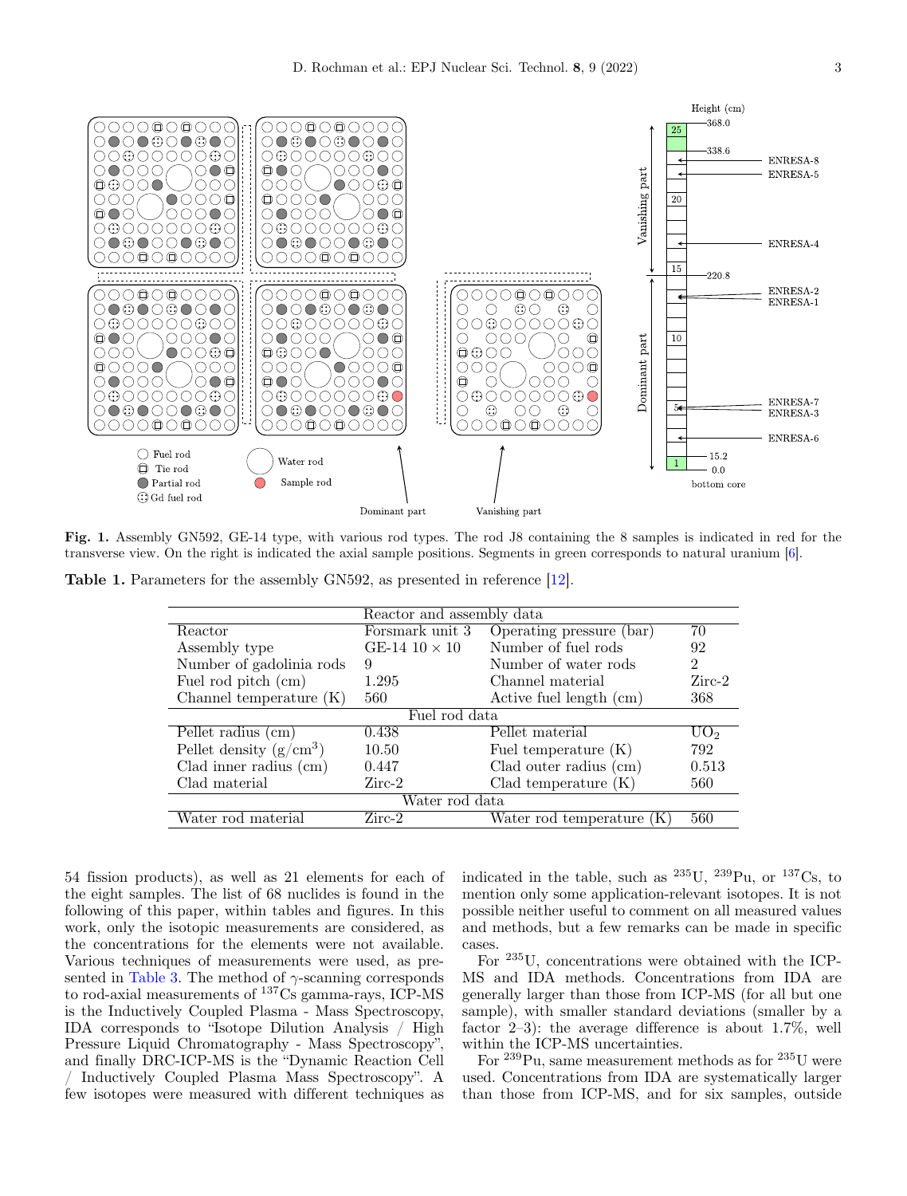**Fig. 1.** Assembly GN592, GE-14 type, with various rod types. The rod J8 containing the 8 samples is indicated in red for the transverse view. On the right is indicated the axial sample positions. Segments in green corresponds to natural uranium [6].

**Table 1.** Parameters for the assembly GN592, as presented in reference [12].

| Reactor and assembly data | | | |
|---|---|---|---|
| Reactor | Forsmark unit 3 | Operating pressure (bar) | 70 |
| Assembly type | GE-14 10 × 10 | Number of fuel rods | 92 |
| Number of gadolinia rods | 9 | Number of water rods | 2 |
| Fuel rod pitch (cm) | 1.295 | Channel material | Zirc-2 |
| Channel temperature (K) | 560 | Active fuel length (cm) | 368 |
| Fuel rod data | | | |
| Pellet radius (cm) | 0.438 | Pellet material | $UO_2$ |
| Pellet density (g/cm$^3$) | 10.50 | Fuel temperature (K) | 792 |
| Clad inner radius (cm) | 0.447 | Clad outer radius (cm) | 0.513 |
| Clad material | Zirc-2 | Clad temperature (K) | 560 |
| Water rod data | | | |
| Water rod material | Zirc-2 | Water rod temperature (K) | 560 |

54 fission products), as well as 21 elements for each of the eight samples. The list of 68 nuclides is found in the following of this paper, within tables and figures. In this work, only the isotopic measurements are considered, as the concentrations for the elements were not available. Various techniques of measurements were used, as presented in Table 3. The method of $\gamma$-scanning corresponds to rod-axial measurements of $^{137}$Cs gamma-rays, ICP-MS is the Inductively Coupled Plasma - Mass Spectroscopy, IDA corresponds to "Isotope Dilution Analysis / High Pressure Liquid Chromatography - Mass Spectroscopy", and finally DRC-ICP-MS is the "Dynamic Reaction Cell / Inductively Coupled Plasma Mass Spectroscopy". A few isotopes were measured with different techniques as indicated in the table, such as $^{235}$U, $^{239}$Pu, or $^{137}$Cs, to mention only some application-relevant isotopes. It is not possible neither useful to comment on all measured values and methods, but a few remarks can be made in specific cases.

For $^{235}$U, concentrations were obtained with the ICP-MS and IDA methods. Concentrations from IDA are generally larger than those from ICP-MS (for all but one sample), with smaller standard deviations (smaller by a factor 2–3): the average difference is about 1.7%, well within the ICP-MS uncertainties.

For $^{239}$Pu, same measurement methods as for $^{235}$U were used. Concentrations from IDA are systematically larger than those from ICP-MS, and for six samples, outside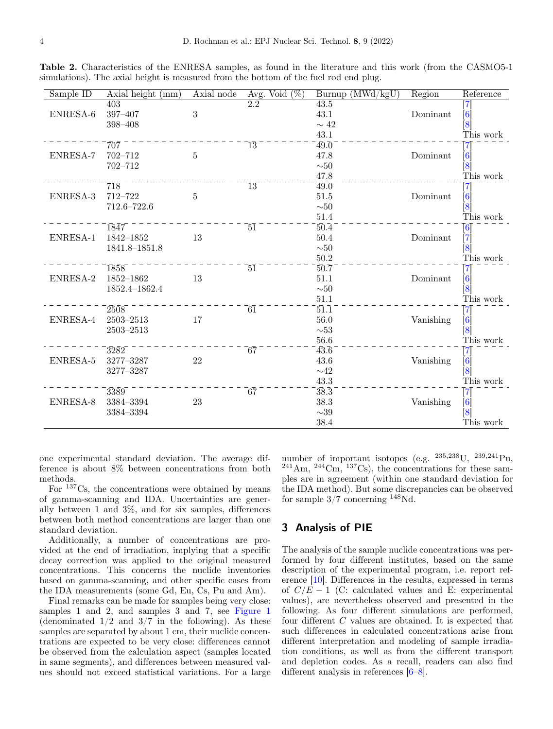**Table 2.** Characteristics of the ENRESA samples, as found in the literature and this work (from the CASMO5-1 simulations). The axial height is measured from the bottom of the fuel rod end plug.

| Sample ID | Axial height (mm) | Axial node | Avg. Void (%) | Burnup (MWd/kgU) | Region | Reference |
|---|---|---|---|---|---|---|
| ENRESA-6 | 403 | 3 | 2.2 | 43.5 | Dominant | [7] |
| | 397–407 | | | 43.1 | | [6] |
| | 398–408 | | | ∼ 42 | | [8] |
| | | | | 43.1 | | This work |
| ENRESA-7 | 707 | 5 | 13 | 49.0 | Dominant | [7] |
| | 702–712 | | | 47.8 | | [6] |
| | 702–712 | | | ∼50 | | [8] |
| | | | | 47.8 | | This work |
| ENRESA-3 | 718 | 5 | 13 | 49.0 | Dominant | [7] |
| | 712–722 | | | 51.5 | | [6] |
| | 712.6–722.6 | | | ∼50 | | [8] |
| | | | | 51.4 | | This work |
| ENRESA-1 | 1847 | 13 | 51 | 50.4 | Dominant | [6] |
| | 1842–1852 | | | 50.4 | | [7] |
| | 1841.8–1851.8 | | | ∼50 | | [8] |
| | | | | 50.2 | | This work |
| ENRESA-2 | 1858 | 13 | 51 | 50.7 | Dominant | [7] |
| | 1852–1862 | | | 51.1 | | [6] |
| | 1852.4–1862.4 | | | ∼50 | | [8] |
| | | | | 51.1 | | This work |
| ENRESA-4 | 2508 | 17 | 61 | 51.1 | Vanishing | [7] |
| | 2503–2513 | | | 56.0 | | [6] |
| | 2503–2513 | | | ∼53 | | [8] |
| | | | | 56.6 | | This work |
| ENRESA-5 | 3282 | 22 | 67 | 43.6 | Vanishing | [7] |
| | 3277–3287 | | | 43.6 | | [6] |
| | 3277–3287 | | | ∼42 | | [8] |
| | | | | 43.3 | | This work |
| ENRESA-8 | 3389 | 23 | 67 | 38.3 | Vanishing | [7] |
| | 3384–3394 | | | 38.3 | | [6] |
| | 3384–3394 | | | ∼39 | | [8] |
| | | | | 38.4 | | This work |

one experimental standard deviation. The average difference is about 8% between concentrations from both methods.

For $^{137}$Cs, the concentrations were obtained by means of gamma-scanning and IDA. Uncertainties are generally between 1 and 3%, and for six samples, differences between both method concentrations are larger than one standard deviation.

Additionally, a number of concentrations are provided at the end of irradiation, implying that a specific decay correction was applied to the original measured concentrations. This concerns the nuclide inventories based on gamma-scanning, and other specific cases from the IDA measurements (some Gd, Eu, Cs, Pu and Am).

Final remarks can be made for samples being very close: samples 1 and 2, and samples 3 and 7, see Figure 1 (denominated 1/2 and 3/7 in the following). As these samples are separated by about 1 cm, their nuclide concentrations are expected to be very close: differences cannot be observed from the calculation aspect (samples located in same segments), and differences between measured values should not exceed statistical variations. For a large number of important isotopes (e.g. $^{235,238}$U, $^{239,241}$Pu, $^{241}$Am, $^{244}$Cm, $^{137}$Cs), the concentrations for these samples are in agreement (within one standard deviation for the IDA method). But some discrepancies can be observed for sample 3/7 concerning $^{148}$Nd.

## 3 Analysis of PIE

The analysis of the sample nuclide concentrations was performed by four different institutes, based on the same description of the experimental program, i.e. report reference [10]. Differences in the results, expressed in terms of $C/E - 1$ (C: calculated values and E: experimental values), are nevertheless observed and presented in the following. As four different simulations are performed, four different $C$ values are obtained. It is expected that such differences in calculated concentrations arise from different interpretation and modeling of sample irradiation conditions, as well as from the different transport and depletion codes. As a recall, readers can also find different analysis in references [6–8].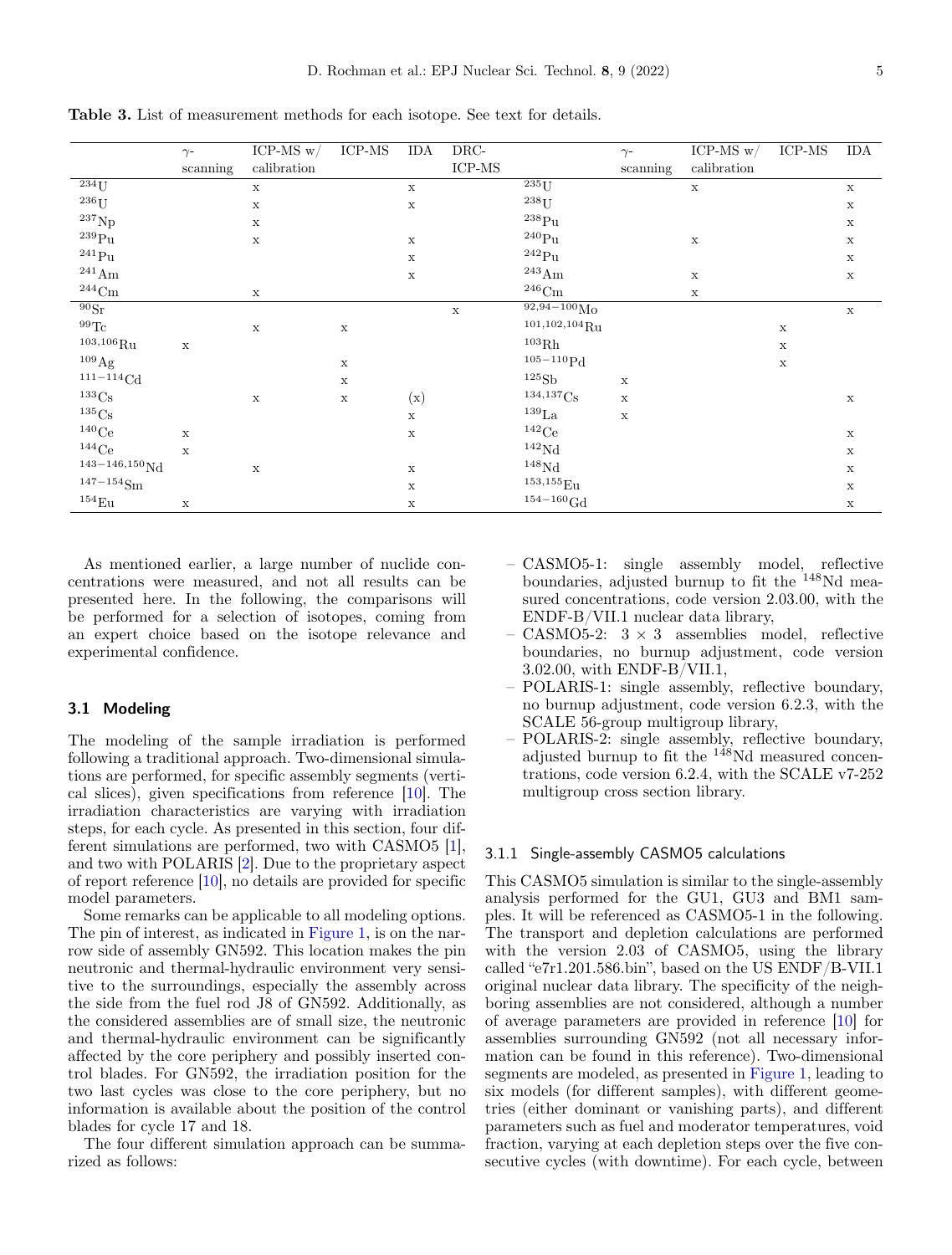**Table 3.** List of measurement methods for each isotope. See text for details.

| | γ-scanning | ICP-MS w/ calibration | ICP-MS | IDA | DRC-ICP-MS | | γ-scanning | ICP-MS w/ calibration | ICP-MS | IDA |
|---|---|---|---|---|---|---|---|---|---|---|
| $^{234}$U | | x | | x | | $^{235}$U | | x | | x |
| $^{236}$U | | x | | x | | $^{238}$U | | | | x |
| $^{237}$Np | | x | | | | $^{238}$Pu | | | | x |
| $^{239}$Pu | | x | | x | | $^{240}$Pu | | x | | x |
| $^{241}$Pu | | | | x | | $^{242}$Pu | | | | x |
| $^{241}$Am | | | | x | | $^{243}$Am | | x | | x |
| $^{244}$Cm | | x | | | | $^{246}$Cm | | x | | |
| $^{90}$Sr | | | | | x | $^{92,94-100}$Mo | | | | x |
| $^{99}$Tc | | x | x | | | $^{101,102,104}$Ru | | | x | |
| $^{103,106}$Ru | x | | | | | $^{103}$Rh | | | x | |
| $^{109}$Ag | | | x | | | $^{105-110}$Pd | | | x | |
| $^{111-114}$Cd | | | x | | | $^{125}$Sb | x | | | |
| $^{133}$Cs | | x | x | (x) | | $^{134,137}$Cs | x | | | x |
| $^{135}$Cs | | | | x | | $^{139}$La | x | | | |
| $^{140}$Ce | x | | | x | | $^{142}$Ce | | | | x |
| $^{144}$Ce | x | | | | | $^{142}$Nd | | | | x |
| $^{143-146,150}$Nd | | x | | x | | $^{148}$Nd | | | | x |
| $^{147-154}$Sm | | | | x | | $^{153,155}$Eu | | | | x |
| $^{154}$Eu | x | | | x | | $^{154-160}$Gd | | | | x |

As mentioned earlier, a large number of nuclide concentrations were measured, and not all results can be presented here. In the following, the comparisons will be performed for a selection of isotopes, coming from an expert choice based on the isotope relevance and experimental confidence.

## 3.1 Modeling

The modeling of the sample irradiation is performed following a traditional approach. Two-dimensional simulations are performed, for specific assembly segments (vertical slices), given specifications from reference [10]. The irradiation characteristics are varying with irradiation steps, for each cycle. As presented in this section, four different simulations are performed, two with CASMO5 [1], and two with POLARIS [2]. Due to the proprietary aspect of report reference [10], no details are provided for specific model parameters.

Some remarks can be applicable to all modeling options. The pin of interest, as indicated in Figure 1, is on the narrow side of assembly GN592. This location makes the pin neutronic and thermal-hydraulic environment very sensitive to the surroundings, especially the assembly across the side from the fuel rod J8 of GN592. Additionally, as the considered assemblies are of small size, the neutronic and thermal-hydraulic environment can be significantly affected by the core periphery and possibly inserted control blades. For GN592, the irradiation position for the two last cycles was close to the core periphery, but no information is available about the position of the control blades for cycle 17 and 18.

The four different simulation approach can be summarized as follows:

- CASMO5-1: single assembly model, reflective boundaries, adjusted burnup to fit the $^{148}$Nd measured concentrations, code version 2.03.00, with the ENDF-B/VII.1 nuclear data library,
- CASMO5-2: 3 × 3 assemblies model, reflective boundaries, no burnup adjustment, code version 3.02.00, with ENDF-B/VII.1,
- POLARIS-1: single assembly, reflective boundary, no burnup adjustment, code version 6.2.3, with the SCALE 56-group multigroup library,
- POLARIS-2: single assembly, reflective boundary, adjusted burnup to fit the $^{148}$Nd measured concentrations, code version 6.2.4, with the SCALE v7-252 multigroup cross section library.

### 3.1.1 Single-assembly CASMO5 calculations

This CASMO5 simulation is similar to the single-assembly analysis performed for the GU1, GU3 and BM1 samples. It will be referenced as CASMO5-1 in the following. The transport and depletion calculations are performed with the version 2.03 of CASMO5, using the library called "e7r1.201.586.bin", based on the US ENDF/B-VII.1 original nuclear data library. The specificity of the neighboring assemblies are not considered, although a number of average parameters are provided in reference [10] for assemblies surrounding GN592 (not all necessary information can be found in this reference). Two-dimensional segments are modeled, as presented in Figure 1, leading to six models (for different samples), with different geometries (either dominant or vanishing parts), and different parameters such as fuel and moderator temperatures, void fraction, varying at each depletion steps over the five consecutive cycles (with downtime). For each cycle, between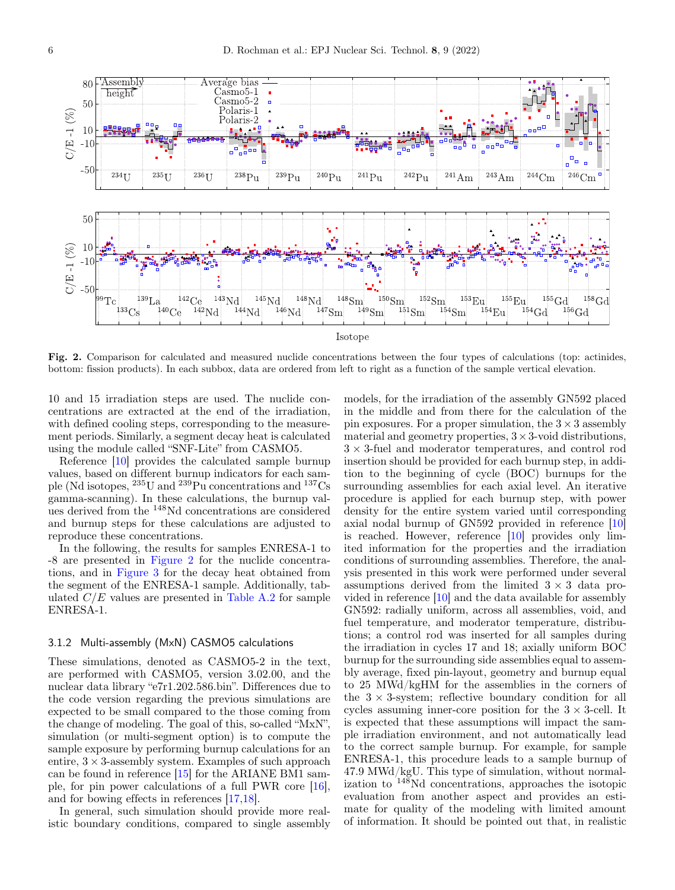**Fig. 2.** Comparison for calculated and measured nuclide concentrations between the four types of calculations (top: actinides, bottom: fission products). In each subbox, data are ordered from left to right as a function of the sample vertical elevation.

10 and 15 irradiation steps are used. The nuclide concentrations are extracted at the end of the irradiation, with defined cooling steps, corresponding to the measurement periods. Similarly, a segment decay heat is calculated using the module called "SNF-Lite" from CASMO5.

Reference [10] provides the calculated sample burnup values, based on different burnup indicators for each sample (Nd isotopes, $^{235}$U and $^{239}$Pu concentrations and $^{137}$Cs gamma-scanning). In these calculations, the burnup values derived from the $^{148}$Nd concentrations are considered and burnup steps for these calculations are adjusted to reproduce these concentrations.

In the following, the results for samples ENRESA-1 to -8 are presented in Figure 2 for the nuclide concentrations, and in Figure 3 for the decay heat obtained from the segment of the ENRESA-1 sample. Additionally, tabulated $C/E$ values are presented in Table A.2 for sample ENRESA-1.

### 3.1.2 Multi-assembly (MxN) CASMO5 calculations

These simulations, denoted as CASMO5-2 in the text, are performed with CASMO5, version 3.02.00, and the nuclear data library "e7r1.202.586.bin". Differences due to the code version regarding the previous simulations are expected to be small compared to the those coming from the change of modeling. The goal of this, so-called "MxN", simulation (or multi-segment option) is to compute the sample exposure by performing burnup calculations for an entire, $3\times3$-assembly system. Examples of such approach can be found in reference [15] for the ARIANE BM1 sample, for pin power calculations of a full PWR core [16], and for bowing effects in references [17,18].

In general, such simulation should provide more realistic boundary conditions, compared to single assembly models, for the irradiation of the assembly GN592 placed in the middle and from there for the calculation of the pin exposures. For a proper simulation, the $3\times3$ assembly material and geometry properties, $3\times3$-void distributions, $3\times3$-fuel and moderator temperatures, and control rod insertion should be provided for each burnup step, in addition to the beginning of cycle (BOC) burnups for the surrounding assemblies for each axial level. An iterative procedure is applied for each burnup step, with power density for the entire system varied until corresponding axial nodal burnup of GN592 provided in reference [10] is reached. However, reference [10] provides only limited information for the properties and the irradiation conditions of surrounding assemblies. Therefore, the analysis presented in this work were performed under several assumptions derived from the limited $3\times3$ data provided in reference [10] and the data available for assembly GN592: radially uniform, across all assemblies, void, and fuel temperature, and moderator temperature, distributions; a control rod was inserted for all samples during the irradiation in cycles 17 and 18; axially uniform BOC burnup for the surrounding side assemblies equal to assembly average, fixed pin-layout, geometry and burnup equal to 25 MWd/kgHM for the assemblies in the corners of the $3\times3$-system; reflective boundary condition for all cycles assuming inner-core position for the $3\times3$-cell. It is expected that these assumptions will impact the sample irradiation environment, and not automatically lead to the correct sample burnup. For example, for sample ENRESA-1, this procedure leads to a sample burnup of 47.9 MWd/kgU. This type of simulation, without normalization to $^{148}$Nd concentrations, approaches the isotopic evaluation from another aspect and provides an estimate for quality of the modeling with limited amount of information. It should be pointed out that, in realistic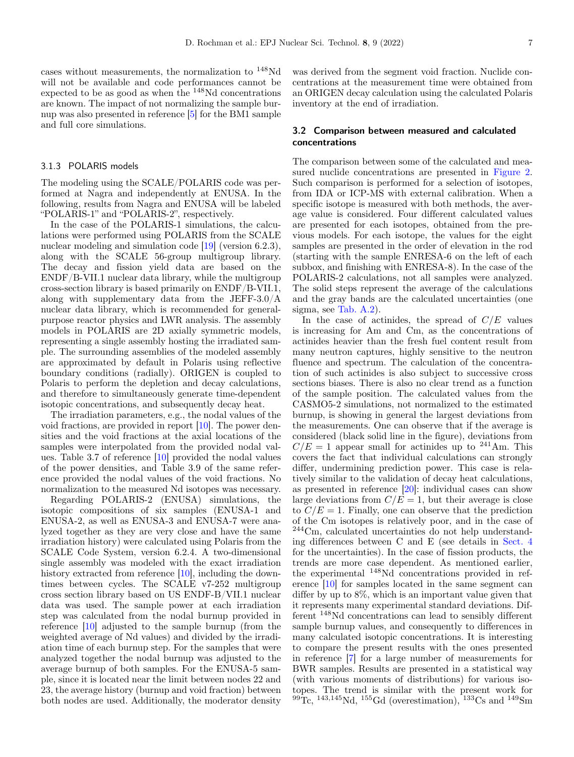cases without measurements, the normalization to $^{148}$Nd will not be available and code performances cannot be expected to be as good as when the $^{148}$Nd concentrations are known. The impact of not normalizing the sample burnup was also presented in reference [5] for the BM1 sample and full core simulations.

#### 3.1.3 POLARIS models

The modeling using the SCALE/POLARIS code was performed at Nagra and independently at ENUSA. In the following, results from Nagra and ENUSA will be labeled "POLARIS-1" and "POLARIS-2", respectively.

In the case of the POLARIS-1 simulations, the calculations were performed using POLARIS from the SCALE nuclear modeling and simulation code [19] (version 6.2.3), along with the SCALE 56-group multigroup library. The decay and fission yield data are based on the ENDF/B-VII.1 nuclear data library, while the multigroup cross-section library is based primarily on ENDF/B-VII.1, along with supplementary data from the JEFF-3.0/A nuclear data library, which is recommended for general-purpose reactor physics and LWR analysis. The assembly models in POLARIS are 2D axially symmetric models, representing a single assembly hosting the irradiated sample. The surrounding assemblies of the modeled assembly are approximated by default in Polaris using reflective boundary conditions (radially). ORIGEN is coupled to Polaris to perform the depletion and decay calculations, and therefore to simultaneously generate time-dependent isotopic concentrations, and subsequently decay heat.

The irradiation parameters, e.g., the nodal values of the void fractions, are provided in report [10]. The power densities and the void fractions at the axial locations of the samples were interpolated from the provided nodal values. Table 3.7 of reference [10] provided the nodal values of the power densities, and Table 3.9 of the same reference provided the nodal values of the void fractions. No normalization to the measured Nd isotopes was necessary.

Regarding POLARIS-2 (ENUSA) simulations, the isotopic compositions of six samples (ENUSA-1 and ENUSA-2, as well as ENUSA-3 and ENUSA-7 were analyzed together as they are very close and have the same irradiation history) were calculated using Polaris from the SCALE Code System, version 6.2.4. A two-dimensional single assembly was modeled with the exact irradiation history extracted from reference [10], including the downtimes between cycles. The SCALE v7-252 multigroup cross section library based on US ENDF-B/VII.1 nuclear data was used. The sample power at each irradiation step was calculated from the nodal burnup provided in reference [10] adjusted to the sample burnup (from the weighted average of Nd values) and divided by the irradiation time of each burnup step. For the samples that were analyzed together the nodal burnup was adjusted to the average burnup of both samples. For the ENUSA-5 sample, since it is located near the limit between nodes 22 and 23, the average history (burnup and void fraction) between both nodes are used. Additionally, the moderator density was derived from the segment void fraction. Nuclide concentrations at the measurement time were obtained from an ORIGEN decay calculation using the calculated Polaris inventory at the end of irradiation.

### 3.2 Comparison between measured and calculated concentrations

The comparison between some of the calculated and measured nuclide concentrations are presented in Figure 2. Such comparison is performed for a selection of isotopes, from IDA or ICP-MS with external calibration. When a specific isotope is measured with both methods, the average value is considered. Four different calculated values are presented for each isotopes, obtained from the previous models. For each isotope, the values for the eight samples are presented in the order of elevation in the rod (starting with the sample ENRESA-6 on the left of each subbox, and finishing with ENRESA-8). In the case of the POLARIS-2 calculations, not all samples were analyzed. The solid steps represent the average of the calculations and the gray bands are the calculated uncertainties (one sigma, see Tab. A.2).

In the case of actinides, the spread of $C/E$ values is increasing for Am and Cm, as the concentrations of actinides heavier than the fresh fuel content result from many neutron captures, highly sensitive to the neutron fluence and spectrum. The calculation of the concentration of such actinides is also subject to successive cross sections biases. There is also no clear trend as a function of the sample position. The calculated values from the CASMO5-2 simulations, not normalized to the estimated burnup, is showing in general the largest deviations from the measurements. One can observe that if the average is considered (black solid line in the figure), deviations from $C/E = 1$ appear small for actinides up to $^{241}$Am. This covers the fact that individual calculations can strongly differ, undermining prediction power. This case is relatively similar to the validation of decay heat calculations, as presented in reference [20]: individual cases can show large deviations from $C/E = 1$, but their average is close to $C/E = 1$. Finally, one can observe that the prediction of the Cm isotopes is relatively poor, and in the case of $^{244}$Cm, calculated uncertainties do not help understanding differences between C and E (see details in Sect. 4 for the uncertainties). In the case of fission products, the trends are more case dependent. As mentioned earlier, the experimental $^{148}$Nd concentrations provided in reference [10] for samples located in the same segment can differ by up to 8%, which is an important value given that it represents many experimental standard deviations. Different $^{148}$Nd concentrations can lead to sensibly different sample burnup values, and consequently to differences in many calculated isotopic concentrations. It is interesting to compare the present results with the ones presented in reference [7] for a large number of measurements for BWR samples. Results are presented in a statistical way (with various moments of distributions) for various isotopes. The trend is similar with the present work for $^{99}$Tc, $^{143,145}$Nd, $^{155}$Gd (overestimation), $^{133}$Cs and $^{149}$Sm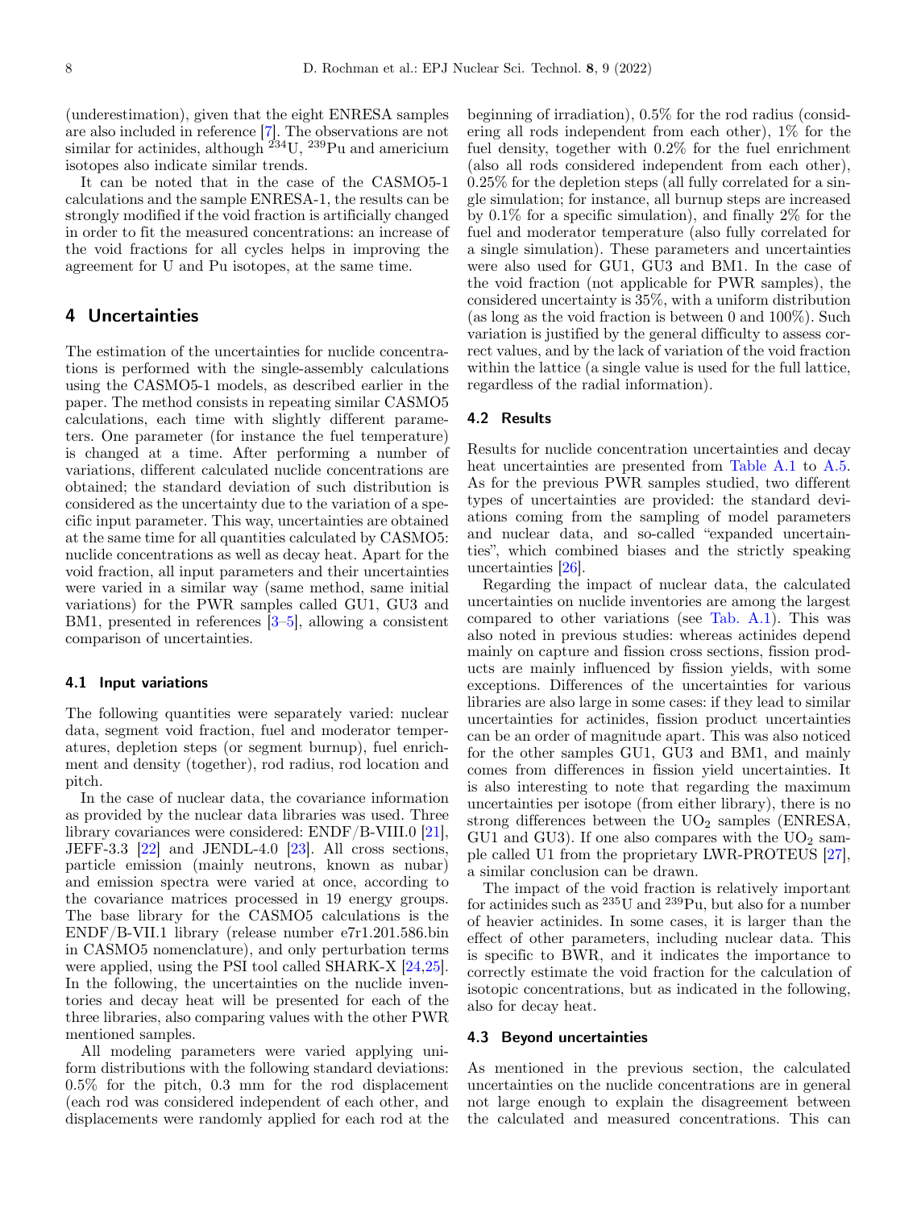(underestimation), given that the eight ENRESA samples are also included in reference [7]. The observations are not similar for actinides, although $^{234}$U, $^{239}$Pu and americium isotopes also indicate similar trends.

It can be noted that in the case of the CASMO5-1 calculations and the sample ENRESA-1, the results can be strongly modified if the void fraction is artificially changed in order to fit the measured concentrations: an increase of the void fractions for all cycles helps in improving the agreement for U and Pu isotopes, at the same time.

## 4 Uncertainties

The estimation of the uncertainties for nuclide concentrations is performed with the single-assembly calculations using the CASMO5-1 models, as described earlier in the paper. The method consists in repeating similar CASMO5 calculations, each time with slightly different parameters. One parameter (for instance the fuel temperature) is changed at a time. After performing a number of variations, different calculated nuclide concentrations are obtained; the standard deviation of such distribution is considered as the uncertainty due to the variation of a specific input parameter. This way, uncertainties are obtained at the same time for all quantities calculated by CASMO5: nuclide concentrations as well as decay heat. Apart for the void fraction, all input parameters and their uncertainties were varied in a similar way (same method, same initial variations) for the PWR samples called GU1, GU3 and BM1, presented in references [3–5], allowing a consistent comparison of uncertainties.

### 4.1 Input variations

The following quantities were separately varied: nuclear data, segment void fraction, fuel and moderator temperatures, depletion steps (or segment burnup), fuel enrichment and density (together), rod radius, rod location and pitch.

In the case of nuclear data, the covariance information as provided by the nuclear data libraries was used. Three library covariances were considered: ENDF/B-VIII.0 [21], JEFF-3.3 [22] and JENDL-4.0 [23]. All cross sections, particle emission (mainly neutrons, also known as nubar) and emission spectra were varied at once, according to the covariance matrices processed in 19 energy groups. The base library for the CASMO5 calculations is the ENDF/B-VII.1 library (release number e7r1.201.586.bin in CASMO5 nomenclature), and only perturbation terms were applied, using the PSI tool called SHARK-X [24,25]. In the following, the uncertainties on the nuclide inventories and decay heat will be presented for each of the three libraries, also comparing values with the other PWR mentioned samples.

All modeling parameters were varied applying uniform distributions with the following standard deviations: 0.5% for the pitch, 0.3 mm for the rod displacement (each rod was considered independent of each other, and displacements were randomly applied for each rod at the beginning of irradiation), 0.5% for the rod radius (considering all rods independent from each other), 1% for the fuel density, together with 0.2% for the fuel enrichment (also all rods considered independent from each other), 0.25% for the depletion steps (all fully correlated for a single simulation; for instance, all burnup steps are increased by 0.1% for a specific simulation), and finally 2% for the fuel and moderator temperature (also fully correlated for a single simulation). These parameters and uncertainties were also used for GU1, GU3 and BM1. In the case of the void fraction (not applicable for PWR samples), the considered uncertainty is 35%, with a uniform distribution (as long as the void fraction is between 0 and 100%). Such variation is justified by the general difficulty to assess correct values, and by the lack of variation of the void fraction within the lattice (a single value is used for the full lattice, regardless of the radial information).

### 4.2 Results

Results for nuclide concentration uncertainties and decay heat uncertainties are presented from Table A.1 to A.5. As for the previous PWR samples studied, two different types of uncertainties are provided: the standard deviations coming from the sampling of model parameters and nuclear data, and so-called "expanded uncertainties", which combined biases and the strictly speaking uncertainties [26].

Regarding the impact of nuclear data, the calculated uncertainties on nuclide inventories are among the largest compared to other variations (see Tab. A.1). This was also noted in previous studies: whereas actinides depend mainly on capture and fission cross sections, fission products are mainly influenced by fission yields, with some exceptions. Differences of the uncertainties for various libraries are also large in some cases: if they lead to similar uncertainties for actinides, fission product uncertainties can be an order of magnitude apart. This was also noticed for the other samples GU1, GU3 and BM1, and mainly comes from differences in fission yield uncertainties. It is also interesting to note that regarding the maximum uncertainties per isotope (from either library), there is no strong differences between the $UO_2$ samples (ENRESA, GU1 and GU3). If one also compares with the $UO_2$ sample called U1 from the proprietary LWR-PROTEUS [27], a similar conclusion can be drawn.

The impact of the void fraction is relatively important for actinides such as $^{235}$U and $^{239}$Pu, but also for a number of heavier actinides. In some cases, it is larger than the effect of other parameters, including nuclear data. This is specific to BWR, and it indicates the importance to correctly estimate the void fraction for the calculation of isotopic concentrations, but as indicated in the following, also for decay heat.

### 4.3 Beyond uncertainties

As mentioned in the previous section, the calculated uncertainties on the nuclide concentrations are in general not large enough to explain the disagreement between the calculated and measured concentrations. This can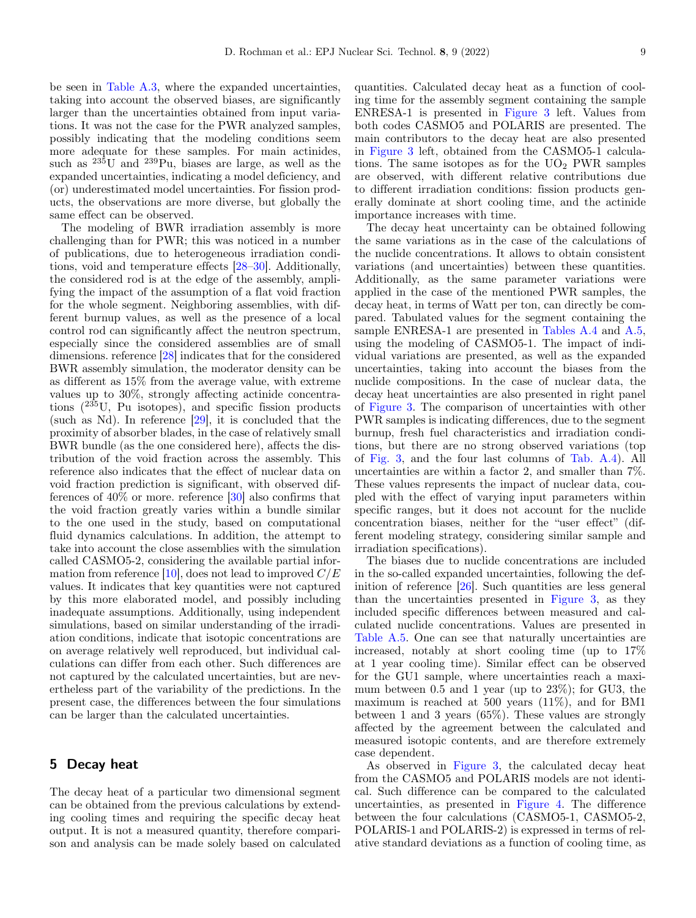be seen in Table A.3, where the expanded uncertainties, taking into account the observed biases, are significantly larger than the uncertainties obtained from input variations. It was not the case for the PWR analyzed samples, possibly indicating that the modeling conditions seem more adequate for these samples. For main actinides, such as $^{235}$U and $^{239}$Pu, biases are large, as well as the expanded uncertainties, indicating a model deficiency, and (or) underestimated model uncertainties. For fission products, the observations are more diverse, but globally the same effect can be observed.

The modeling of BWR irradiation assembly is more challenging than for PWR; this was noticed in a number of publications, due to heterogeneous irradiation conditions, void and temperature effects [28–30]. Additionally, the considered rod is at the edge of the assembly, amplifying the impact of the assumption of a flat void fraction for the whole segment. Neighboring assemblies, with different burnup values, as well as the presence of a local control rod can significantly affect the neutron spectrum, especially since the considered assemblies are of small dimensions. reference [28] indicates that for the considered BWR assembly simulation, the moderator density can be as different as 15% from the average value, with extreme values up to 30%, strongly affecting actinide concentrations ($^{235}$U, Pu isotopes), and specific fission products (such as Nd). In reference [29], it is concluded that the proximity of absorber blades, in the case of relatively small BWR bundle (as the one considered here), affects the distribution of the void fraction across the assembly. This reference also indicates that the effect of nuclear data on void fraction prediction is significant, with observed differences of 40% or more. reference [30] also confirms that the void fraction greatly varies within a bundle similar to the one used in the study, based on computational fluid dynamics calculations. In addition, the attempt to take into account the close assemblies with the simulation called CASMO5-2, considering the available partial information from reference [10], does not lead to improved $C/E$ values. It indicates that key quantities were not captured by this more elaborated model, and possibly including inadequate assumptions. Additionally, using independent simulations, based on similar understanding of the irradiation conditions, indicate that isotopic concentrations are on average relatively well reproduced, but individual calculations can differ from each other. Such differences are not captured by the calculated uncertainties, but are nevertheless part of the variability of the predictions. In the present case, the differences between the four simulations can be larger than the calculated uncertainties.

## 5 Decay heat

The decay heat of a particular two dimensional segment can be obtained from the previous calculations by extending cooling times and requiring the specific decay heat output. It is not a measured quantity, therefore comparison and analysis can be made solely based on calculated quantities. Calculated decay heat as a function of cooling time for the assembly segment containing the sample ENRESA-1 is presented in Figure 3 left. Values from both codes CASMO5 and POLARIS are presented. The main contributors to the decay heat are also presented in Figure 3 left, obtained from the CASMO5-1 calculations. The same isotopes as for the $UO_2$ PWR samples are observed, with different relative contributions due to different irradiation conditions: fission products generally dominate at short cooling time, and the actinide importance increases with time.

The decay heat uncertainty can be obtained following the same variations as in the case of the calculations of the nuclide concentrations. It allows to obtain consistent variations (and uncertainties) between these quantities. Additionally, as the same parameter variations were applied in the case of the mentioned PWR samples, the decay heat, in terms of Watt per ton, can directly be compared. Tabulated values for the segment containing the sample ENRESA-1 are presented in Tables A.4 and A.5, using the modeling of CASMO5-1. The impact of individual variations are presented, as well as the expanded uncertainties, taking into account the biases from the nuclide compositions. In the case of nuclear data, the decay heat uncertainties are also presented in right panel of Figure 3. The comparison of uncertainties with other PWR samples is indicating differences, due to the segment burnup, fresh fuel characteristics and irradiation conditions, but there are no strong observed variations (top of Fig. 3, and the four last columns of Tab. A.4). All uncertainties are within a factor 2, and smaller than 7%. These values represents the impact of nuclear data, coupled with the effect of varying input parameters within specific ranges, but it does not account for the nuclide concentration biases, neither for the "user effect" (different modeling strategy, considering similar sample and irradiation specifications).

The biases due to nuclide concentrations are included in the so-called expanded uncertainties, following the definition of reference [26]. Such quantities are less general than the uncertainties presented in Figure 3, as they included specific differences between measured and calculated nuclide concentrations. Values are presented in Table A.5. One can see that naturally uncertainties are increased, notably at short cooling time (up to 17% at 1 year cooling time). Similar effect can be observed for the GU1 sample, where uncertainties reach a maximum between 0.5 and 1 year (up to 23%); for GU3, the maximum is reached at 500 years (11%), and for BM1 between 1 and 3 years (65%). These values are strongly affected by the agreement between the calculated and measured isotopic contents, and are therefore extremely case dependent.

As observed in Figure 3, the calculated decay heat from the CASMO5 and POLARIS models are not identical. Such difference can be compared to the calculated uncertainties, as presented in Figure 4. The difference between the four calculations (CASMO5-1, CASMO5-2, POLARIS-1 and POLARIS-2) is expressed in terms of relative standard deviations as a function of cooling time, as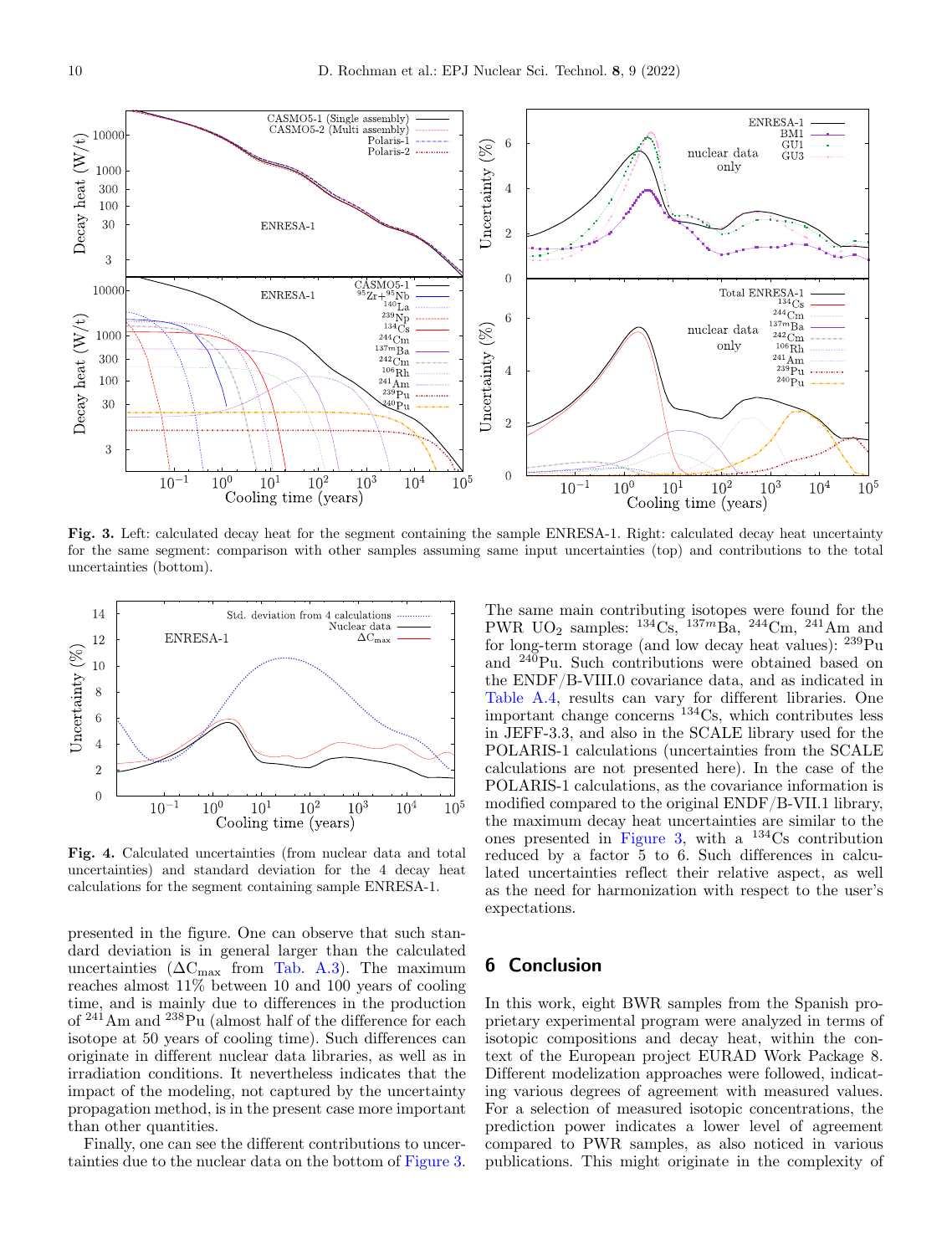**Fig. 3.** Left: calculated decay heat for the segment containing the sample ENRESA-1. Right: calculated decay heat uncertainty for the same segment: comparison with other samples assuming same input uncertainties (top) and contributions to the total uncertainties (bottom).

**Fig. 4.** Calculated uncertainties (from nuclear data and total uncertainties) and standard deviation for the 4 decay heat calculations for the segment containing sample ENRESA-1.

presented in the figure. One can observe that such standard deviation is in general larger than the calculated uncertainties ($\Delta C_{max}$ from Tab. A.3). The maximum reaches almost 11% between 10 and 100 years of cooling time, and is mainly due to differences in the production of $^{241}$Am and $^{238}$Pu (almost half of the difference for each isotope at 50 years of cooling time). Such differences can originate in different nuclear data libraries, as well as in irradiation conditions. It nevertheless indicates that the impact of the modeling, not captured by the uncertainty propagation method, is in the present case more important than other quantities.

Finally, one can see the different contributions to uncertainties due to the nuclear data on the bottom of Figure 3. The same main contributing isotopes were found for the PWR $UO_2$ samples: $^{134}$Cs, $^{137m}$Ba, $^{244}$Cm, $^{241}$Am and for long-term storage (and low decay heat values): $^{239}$Pu and $^{240}$Pu. Such contributions were obtained based on the ENDF/B-VIII.0 covariance data, and as indicated in Table A.4, results can vary for different libraries. One important change concerns $^{134}$Cs, which contributes less in JEFF-3.3, and also in the SCALE library used for the POLARIS-1 calculations (uncertainties from the SCALE calculations are not presented here). In the case of the POLARIS-1 calculations, as the covariance information is modified compared to the original ENDF/B-VII.1 library, the maximum decay heat uncertainties are similar to the ones presented in Figure 3, with a $^{134}$Cs contribution reduced by a factor 5 to 6. Such differences in calculated uncertainties reflect their relative aspect, as well as the need for harmonization with respect to the user's expectations.

## 6 Conclusion

In this work, eight BWR samples from the Spanish proprietary experimental program were analyzed in terms of isotopic compositions and decay heat, within the context of the European project EURAD Work Package 8. Different modelization approaches were followed, indicating various degrees of agreement with measured values. For a selection of measured isotopic concentrations, the prediction power indicates a lower level of agreement compared to PWR samples, as also noticed in various publications. This might originate in the complexity of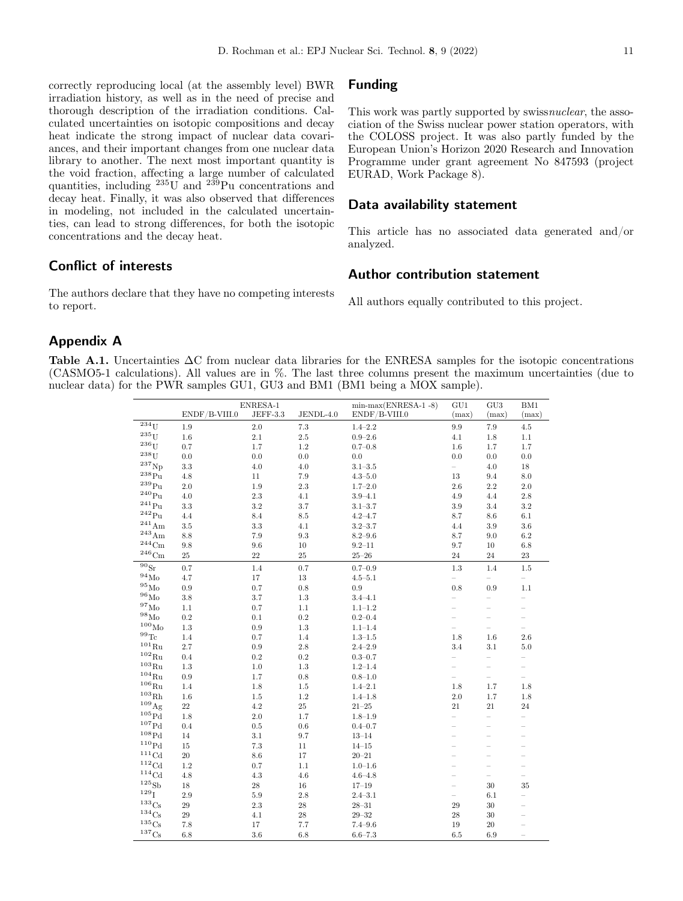correctly reproducing local (at the assembly level) BWR irradiation history, as well as in the need of precise and thorough description of the irradiation conditions. Calculated uncertainties on isotopic compositions and decay heat indicate the strong impact of nuclear data covariances, and their important changes from one nuclear data library to another. The next most important quantity is the void fraction, affecting a large number of calculated quantities, including $^{235}$U and $^{239}$Pu concentrations and decay heat. Finally, it was also observed that differences in modeling, not included in the calculated uncertainties, can lead to strong differences, for both the isotopic concentrations and the decay heat.

## Conflict of interests

The authors declare that they have no competing interests to report.

## Funding

This work was partly supported by swiss*nuclear*, the association of the Swiss nuclear power station operators, with the COLOSS project. It was also partly funded by the European Union's Horizon 2020 Research and Innovation Programme under grant agreement No 847593 (project EURAD, Work Package 8).

## Data availability statement

This article has no associated data generated and/or analyzed.

## Author contribution statement

All authors equally contributed to this project.

## Appendix A

**Table A.1.** Uncertainties ΔC from nuclear data libraries for the ENRESA samples for the isotopic concentrations (CASMO5-1 calculations). All values are in %. The last three columns present the maximum uncertainties (due to nuclear data) for the PWR samples GU1, GU3 and BM1 (BM1 being a MOX sample).

| | ENRESA-1 | | | min-max(ENRESA-1 -8) | GU1 | GU3 | BM1 |
|---|---|---|---|---|---|---|---|
| | ENDF/B-VIII.0 | JEFF-3.3 | JENDL-4.0 | ENDF/B-VIII.0 | (max) | (max) | (max) |
| $^{234}$U | 1.9 | 2.0 | 7.3 | 1.4–2.2 | 9.9 | 7.9 | 4.5 |
| $^{235}$U | 1.6 | 2.1 | 2.5 | 0.9–2.6 | 4.1 | 1.8 | 1.1 |
| $^{236}$U | 0.7 | 1.7 | 1.2 | 0.7–0.8 | 1.6 | 1.7 | 1.7 |
| $^{238}$U | 0.0 | 0.0 | 0.0 | 0.0 | 0.0 | 0.0 | 0.0 |
| $^{237}$Np | 3.3 | 4.0 | 4.0 | 3.1–3.5 | – | 4.0 | 18 |
| $^{238}$Pu | 4.8 | 11 | 7.9 | 4.3–5.0 | 13 | 9.4 | 8.0 |
| $^{239}$Pu | 2.0 | 1.9 | 2.3 | 1.7–2.0 | 2.6 | 2.2 | 2.0 |
| $^{240}$Pu | 4.0 | 2.3 | 4.1 | 3.9–4.1 | 4.9 | 4.4 | 2.8 |
| $^{241}$Pu | 3.3 | 3.2 | 3.7 | 3.1–3.7 | 3.9 | 3.4 | 3.2 |
| $^{242}$Pu | 4.4 | 8.4 | 8.5 | 4.2–4.7 | 8.7 | 8.6 | 6.1 |
| $^{241}$Am | 3.5 | 3.3 | 4.1 | 3.2–3.7 | 4.4 | 3.9 | 3.6 |
| $^{243}$Am | 8.8 | 7.9 | 9.3 | 8.2–9.6 | 8.7 | 9.0 | 6.2 |
| $^{244}$Cm | 9.8 | 9.6 | 10 | 9.2–11 | 9.7 | 10 | 6.8 |
| $^{246}$Cm | 25 | 22 | 25 | 25–26 | 24 | 24 | 23 |
| $^{90}$Sr | 0.7 | 1.4 | 0.7 | 0.7–0.9 | 1.3 | 1.4 | 1.5 |
| $^{94}$Mo | 4.7 | 17 | 13 | 4.5–5.1 | – | – | – |
| $^{95}$Mo | 0.9 | 0.7 | 0.8 | 0.9 | 0.8 | 0.9 | 1.1 |
| $^{96}$Mo | 3.8 | 3.7 | 1.3 | 3.4–4.1 | – | – | – |
| $^{97}$Mo | 1.1 | 0.7 | 1.1 | 1.1–1.2 | – | – | – |
| $^{98}$Mo | 0.2 | 0.1 | 0.2 | 0.2–0.4 | – | – | – |
| $^{100}$Mo | 1.3 | 0.9 | 1.3 | 1.1–1.4 | – | – | – |
| $^{99}$Tc | 1.4 | 0.7 | 1.4 | 1.3–1.5 | 1.8 | 1.6 | 2.6 |
| $^{101}$Ru | 2.7 | 0.9 | 2.8 | 2.4–2.9 | 3.4 | 3.1 | 5.0 |
| $^{102}$Ru | 0.4 | 0.2 | 0.2 | 0.3–0.7 | – | – | – |
| $^{103}$Ru | 1.3 | 1.0 | 1.3 | 1.2–1.4 | – | – | – |
| $^{104}$Ru | 0.9 | 1.7 | 0.8 | 0.8–1.0 | – | – | – |
| $^{106}$Ru | 1.4 | 1.8 | 1.5 | 1.4–2.1 | 1.8 | 1.7 | 1.8 |
| $^{103}$Rh | 1.6 | 1.5 | 1.2 | 1.4–1.8 | 2.0 | 1.7 | 1.8 |
| $^{109}$Ag | 22 | 4.2 | 25 | 21–25 | 21 | 21 | 24 |
| $^{105}$Pd | 1.8 | 2.0 | 1.7 | 1.8–1.9 | – | – | – |
| $^{107}$Pd | 0.4 | 0.5 | 0.6 | 0.4–0.7 | – | – | – |
| $^{108}$Pd | 14 | 3.1 | 9.7 | 13–14 | – | – | – |
| $^{110}$Pd | 15 | 7.3 | 11 | 14–15 | – | – | – |
| $^{111}$Cd | 20 | 8.6 | 17 | 20–21 | – | – | – |
| $^{112}$Cd | 1.2 | 0.7 | 1.1 | 1.0–1.6 | – | – | – |
| $^{114}$Cd | 4.8 | 4.3 | 4.6 | 4.6–4.8 | – | – | – |
| $^{125}$Sb | 18 | 28 | 16 | 17–19 | – | 30 | 35 |
| $^{129}$I | 2.9 | 5.9 | 2.8 | 2.4–3.1 | – | 6.1 | – |
| $^{133}$Cs | 29 | 2.3 | 28 | 28–31 | 29 | 30 | – |
| $^{134}$Cs | 29 | 4.1 | 28 | 29–32 | 28 | 30 | – |
| $^{135}$Cs | 7.8 | 17 | 7.7 | 7.4–9.6 | 19 | 20 | – |
| $^{137}$Cs | 6.8 | 3.6 | 6.8 | 6.6–7.3 | 6.5 | 6.9 | – |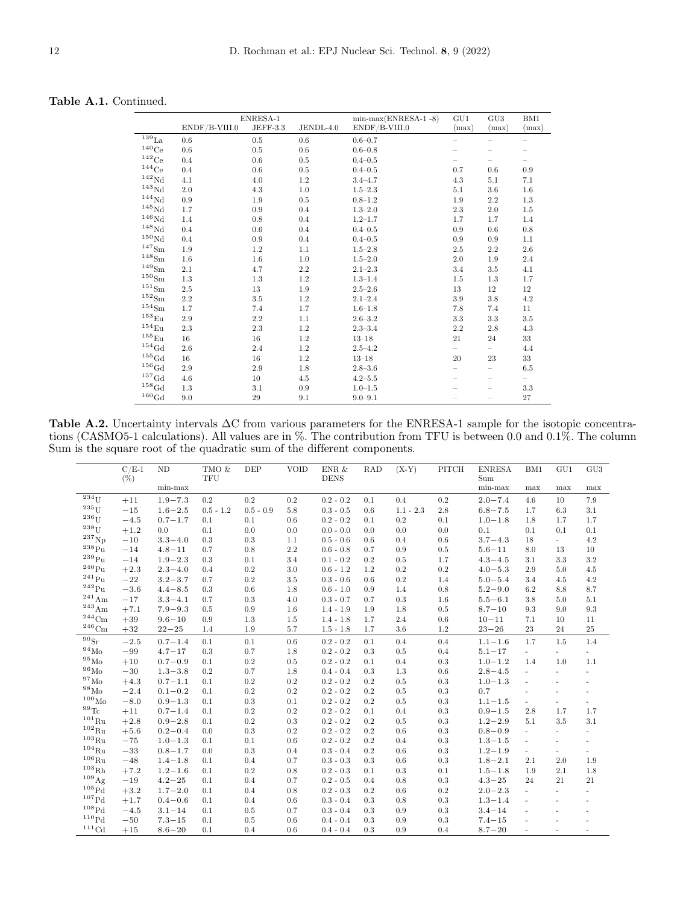**Table A.1.** Continued.

| | ENRESA-1 | | | min-max(ENRESA-1 -8) | GU1 | GU3 | BM1 |
|---|---|---|---|---|---|---|---|
| | ENDF/B-VIII.0 | JEFF-3.3 | JENDL-4.0 | ENDF/B-VIII.0 | (max) | (max) | (max) |
| $^{139}$La | 0.6 | 0.5 | 0.6 | 0.6–0.7 | – | – | – |
| $^{140}$Ce | 0.6 | 0.5 | 0.6 | 0.6–0.8 | – | – | – |
| $^{142}$Ce | 0.4 | 0.6 | 0.5 | 0.4–0.5 | – | – | – |
| $^{144}$Ce | 0.4 | 0.6 | 0.5 | 0.4–0.5 | 0.7 | 0.6 | 0.9 |
| $^{142}$Nd | 4.1 | 4.0 | 1.2 | 3.4–4.7 | 4.3 | 5.1 | 7.1 |
| $^{143}$Nd | 2.0 | 4.3 | 1.0 | 1.5–2.3 | 5.1 | 3.6 | 1.6 |
| $^{144}$Nd | 0.9 | 1.9 | 0.5 | 0.8–1.2 | 1.9 | 2.2 | 1.3 |
| $^{145}$Nd | 1.7 | 0.9 | 0.4 | 1.3–2.0 | 2.3 | 2.0 | 1.5 |
| $^{146}$Nd | 1.4 | 0.8 | 0.4 | 1.2–1.7 | 1.7 | 1.7 | 1.4 |
| $^{148}$Nd | 0.4 | 0.6 | 0.4 | 0.4–0.5 | 0.9 | 0.6 | 0.8 |
| $^{150}$Nd | 0.4 | 0.9 | 0.4 | 0.4–0.5 | 0.9 | 0.9 | 1.1 |
| $^{147}$Sm | 1.9 | 1.2 | 1.1 | 1.5–2.8 | 2.5 | 2.2 | 2.6 |
| $^{148}$Sm | 1.6 | 1.6 | 1.0 | 1.5–2.0 | 2.0 | 1.9 | 2.4 |
| $^{149}$Sm | 2.1 | 4.7 | 2.2 | 2.1–2.3 | 3.4 | 3.5 | 4.1 |
| $^{150}$Sm | 1.3 | 1.3 | 1.2 | 1.3–1.4 | 1.5 | 1.3 | 1.7 |
| $^{151}$Sm | 2.5 | 13 | 1.9 | 2.5–2.6 | 13 | 12 | 12 |
| $^{152}$Sm | 2.2 | 3.5 | 1.2 | 2.1–2.4 | 3.9 | 3.8 | 4.2 |
| $^{154}$Sm | 1.7 | 7.4 | 1.7 | 1.6–1.8 | 7.8 | 7.4 | 11 |
| $^{153}$Eu | 2.9 | 2.2 | 1.1 | 2.6–3.2 | 3.3 | 3.3 | 3.5 |
| $^{154}$Eu | 2.3 | 2.3 | 1.2 | 2.3–3.4 | 2.2 | 2.8 | 4.3 |
| $^{155}$Eu | 16 | 16 | 1.2 | 13–18 | 21 | 24 | 33 |
| $^{154}$Gd | 2.6 | 2.4 | 1.2 | 2.5–4.2 | – | – | 4.4 |
| $^{155}$Gd | 16 | 16 | 1.2 | 13–18 | 20 | 23 | 33 |
| $^{156}$Gd | 2.9 | 2.9 | 1.8 | 2.8–3.6 | – | – | 6.5 |
| $^{157}$Gd | 4.6 | 10 | 4.5 | 4.2–5.5 | – | – | – |
| $^{158}$Gd | 1.3 | 3.1 | 0.9 | 1.0–1.5 | – | – | 3.3 |
| $^{160}$Gd | 9.0 | 29 | 9.1 | 9.0–9.1 | – | – | 27 |

**Table A.2.** Uncertainty intervals ΔC from various parameters for the ENRESA-1 sample for the isotopic concentrations (CASMO5-1 calculations). All values are in %. The contribution from TFU is between 0.0 and 0.1%. The column Sum is the square root of the quadratic sum of the different components.

| | C/E-1 (%) | ND | TMO & TFU | DEP | VOID | ENR & DENS | RAD | (X-Y) | PITCH | ENRESA Sum | BM1 | GU1 | GU3 |
|---|---|---|---|---|---|---|---|---|---|---|---|---|---|
| | | min-max | | | | | | | | min-max | max | max | max |
| $^{234}$U | +11 | 1.9−7.3 | 0.2 | 0.2 | 0.2 | 0.2 - 0.2 | 0.1 | 0.4 | 0.2 | 2.0−7.4 | 4.6 | 10 | 7.9 |
| $^{235}$U | −15 | 1.6−2.5 | 0.5 - 1.2 | 0.5 - 0.9 | 5.8 | 0.3 - 0.5 | 0.6 | 1.1 - 2.3 | 2.8 | 6.8−7.5 | 1.7 | 6.3 | 3.1 |
| $^{236}$U | −4.5 | 0.7−1.7 | 0.1 | 0.1 | 0.6 | 0.2 - 0.2 | 0.1 | 0.2 | 0.1 | 1.0−1.8 | 1.8 | 1.7 | 1.7 |
| $^{238}$U | +1.2 | 0.0 | 0.1 | 0.0 | 0.0 | 0.0 - 0.0 | 0.0 | 0.0 | 0.0 | 0.1 | 0.1 | 0.1 | 0.1 |
| $^{237}$Np | −10 | 3.3−4.0 | 0.3 | 0.3 | 1.1 | 0.5 - 0.6 | 0.6 | 0.4 | 0.6 | 3.7−4.3 | 18 | - | 4.2 |
| $^{238}$Pu | −14 | 4.8−11 | 0.7 | 0.8 | 2.2 | 0.6 - 0.8 | 0.7 | 0.9 | 0.5 | 5.6−11 | 8.0 | 13 | 10 |
| $^{239}$Pu | −14 | 1.9−2.3 | 0.3 | 0.1 | 3.4 | 0.1 - 0.2 | 0.2 | 0.5 | 1.7 | 4.3−4.5 | 3.1 | 3.3 | 3.2 |
| $^{240}$Pu | +2.3 | 2.3−4.0 | 0.4 | 0.2 | 3.0 | 0.6 - 1.2 | 1.2 | 0.2 | 0.2 | 4.0−5.3 | 2.9 | 5.0 | 4.5 |
| $^{241}$Pu | −22 | 3.2−3.7 | 0.7 | 0.2 | 3.5 | 0.3 - 0.6 | 0.6 | 0.2 | 1.4 | 5.0−5.4 | 3.4 | 4.5 | 4.2 |
| $^{242}$Pu | −3.6 | 4.4−8.5 | 0.3 | 0.6 | 1.8 | 0.6 - 1.0 | 0.9 | 1.4 | 0.8 | 5.2−9.0 | 6.2 | 8.8 | 8.7 |
| $^{241}$Am | −17 | 3.3−4.1 | 0.7 | 0.3 | 4.0 | 0.3 - 0.7 | 0.7 | 0.3 | 1.6 | 5.5−6.1 | 3.8 | 5.0 | 5.1 |
| $^{243}$Am | +7.1 | 7.9−9.3 | 0.5 | 0.9 | 1.6 | 1.4 - 1.9 | 1.9 | 1.8 | 0.5 | 8.7−10 | 9.3 | 9.0 | 9.3 |
| $^{244}$Cm | +39 | 9.6−10 | 0.9 | 1.3 | 1.5 | 1.4 - 1.8 | 1.7 | 2.4 | 0.6 | 10−11 | 7.1 | 10 | 11 |
| $^{246}$Cm | +32 | 22−25 | 1.4 | 1.9 | 5.7 | 1.5 - 1.8 | 1.7 | 3.6 | 1.2 | 23−26 | 23 | 24 | 25 |
| $^{90}$Sr | −2.5 | 0.7−1.4 | 0.1 | 0.1 | 0.6 | 0.2 - 0.2 | 0.1 | 0.4 | 0.4 | 1.1−1.6 | 1.7 | 1.5 | 1.4 |
| $^{94}$Mo | −99 | 4.7−17 | 0.3 | 0.7 | 1.8 | 0.2 - 0.2 | 0.3 | 0.5 | 0.4 | 5.1−17 | - | - | - |
| $^{95}$Mo | +10 | 0.7−0.9 | 0.1 | 0.2 | 0.5 | 0.2 - 0.2 | 0.1 | 0.4 | 0.3 | 1.0−1.2 | 1.4 | 1.0 | 1.1 |
| $^{96}$Mo | −30 | 1.3−3.8 | 0.2 | 0.7 | 1.8 | 0.4 - 0.4 | 0.3 | 1.3 | 0.6 | 2.8−4.5 | - | - | - |
| $^{97}$Mo | +4.3 | 0.7−1.1 | 0.1 | 0.2 | 0.2 | 0.2 - 0.2 | 0.2 | 0.5 | 0.3 | 1.0−1.3 | - | - | - |
| $^{98}$Mo | −2.4 | 0.1−0.2 | 0.1 | 0.2 | 0.2 | 0.2 - 0.2 | 0.2 | 0.5 | 0.3 | 0.7 | - | - | - |
| $^{100}$Mo | −8.0 | 0.9−1.3 | 0.1 | 0.3 | 0.1 | 0.2 - 0.2 | 0.2 | 0.5 | 0.3 | 1.1−1.5 | - | - | - |
| $^{99}$Tc | +11 | 0.7−1.4 | 0.1 | 0.2 | 0.2 | 0.2 - 0.2 | 0.1 | 0.4 | 0.3 | 0.9−1.5 | 2.8 | 1.7 | 1.7 |
| $^{101}$Ru | +2.8 | 0.9−2.8 | 0.1 | 0.2 | 0.3 | 0.2 - 0.2 | 0.2 | 0.5 | 0.3 | 1.2−2.9 | 5.1 | 3.5 | 3.1 |
| $^{102}$Ru | +5.6 | 0.2−0.4 | 0.0 | 0.3 | 0.2 | 0.2 - 0.2 | 0.2 | 0.6 | 0.3 | 0.8−0.9 | - | - | - |
| $^{103}$Ru | −75 | 1.0−1.3 | 0.1 | 0.1 | 0.6 | 0.2 - 0.2 | 0.2 | 0.4 | 0.3 | 1.3−1.5 | - | - | - |
| $^{104}$Ru | −33 | 0.8−1.7 | 0.0 | 0.3 | 0.4 | 0.3 - 0.4 | 0.2 | 0.6 | 0.3 | 1.2−1.9 | - | - | - |
| $^{106}$Ru | −48 | 1.4−1.8 | 0.1 | 0.4 | 0.7 | 0.3 - 0.3 | 0.3 | 0.6 | 0.3 | 1.8−2.1 | 2.1 | 2.0 | 1.9 |
| $^{103}$Rh | +7.2 | 1.2−1.6 | 0.1 | 0.2 | 0.8 | 0.2 - 0.3 | 0.1 | 0.3 | 0.1 | 1.5−1.8 | 1.9 | 2.1 | 1.8 |
| $^{109}$Ag | −19 | 4.2−25 | 0.1 | 0.4 | 0.7 | 0.2 - 0.5 | 0.4 | 0.8 | 0.3 | 4.3−25 | 24 | 21 | 21 |
| $^{105}$Pd | +3.2 | 1.7−2.0 | 0.1 | 0.4 | 0.8 | 0.2 - 0.3 | 0.2 | 0.6 | 0.2 | 2.0−2.3 | - | - | - |
| $^{107}$Pd | +1.7 | 0.4−0.6 | 0.1 | 0.4 | 0.6 | 0.3 - 0.4 | 0.3 | 0.8 | 0.3 | 1.3−1.4 | - | - | - |
| $^{108}$Pd | −4.5 | 3.1−14 | 0.1 | 0.5 | 0.7 | 0.3 - 0.4 | 0.3 | 0.9 | 0.3 | 3.4−14 | - | - | - |
| $^{110}$Pd | −50 | 7.3−15 | 0.1 | 0.5 | 0.6 | 0.4 - 0.4 | 0.3 | 0.9 | 0.3 | 7.4−15 | - | - | - |
| $^{111}$Cd | +15 | 8.6−20 | 0.1 | 0.4 | 0.6 | 0.4 - 0.4 | 0.3 | 0.9 | 0.4 | 8.7−20 | - | - | - |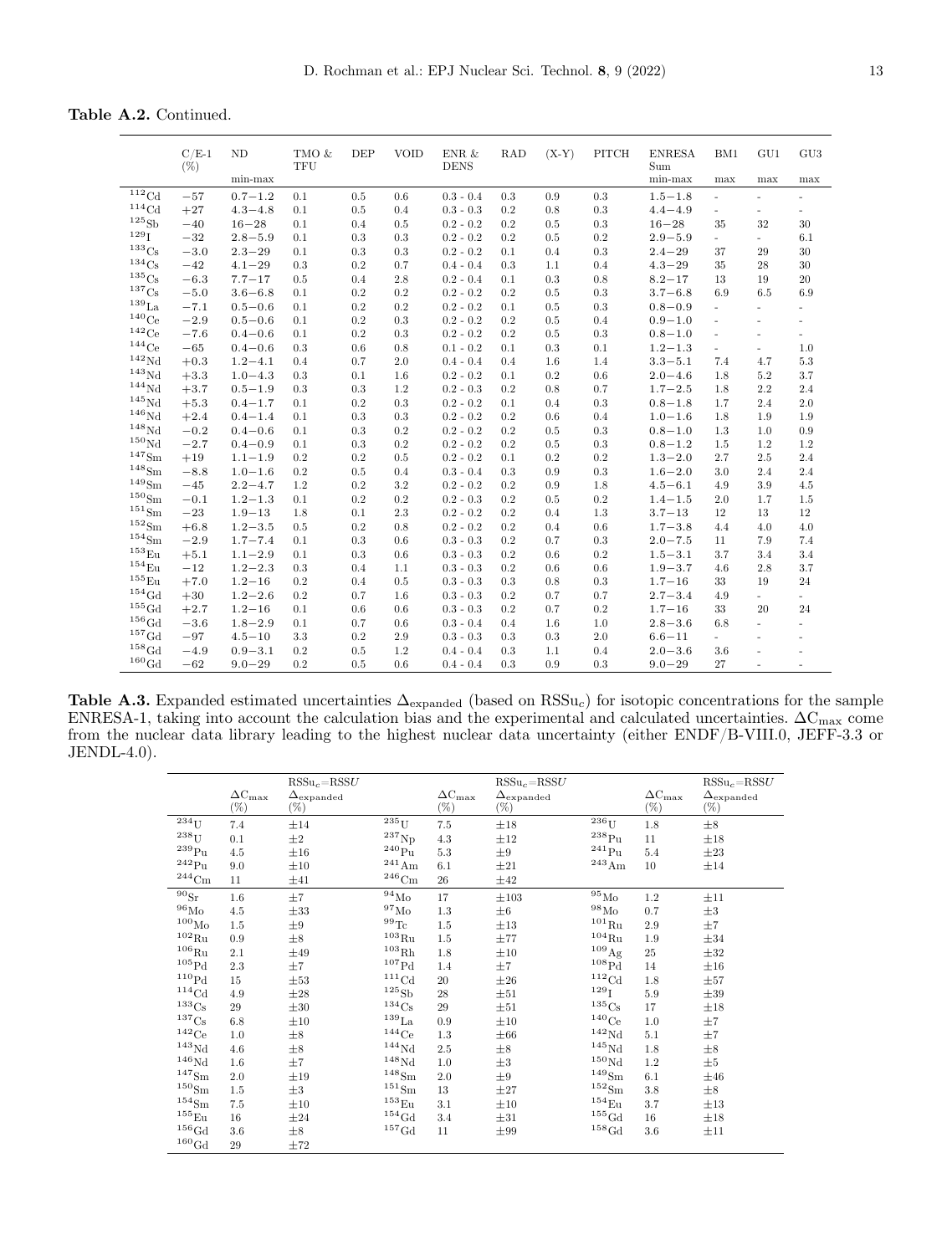**Table A.2.** Continued.

| | C/E-1 (%) | ND min-max | TMO & TFU | DEP | VOID | ENR & DENS | RAD | (X-Y) | PITCH | ENRESA Sum min-max | BM1 max | GU1 max | GU3 max |
|---|---|---|---|---|---|---|---|---|---|---|---|---|---|
| $^{112}$Cd | −57 | 0.7−1.2 | 0.1 | 0.5 | 0.6 | 0.3 - 0.4 | 0.3 | 0.9 | 0.3 | 1.5−1.8 | - | - | - |
| $^{114}$Cd | +27 | 4.3−4.8 | 0.1 | 0.5 | 0.4 | 0.3 - 0.3 | 0.2 | 0.8 | 0.3 | 4.4−4.9 | - | - | - |
| $^{125}$Sb | −40 | 16−28 | 0.1 | 0.4 | 0.5 | 0.2 - 0.2 | 0.2 | 0.5 | 0.3 | 16−28 | 35 | 32 | 30 |
| $^{129}$I | −32 | 2.8−5.9 | 0.1 | 0.3 | 0.3 | 0.2 - 0.2 | 0.2 | 0.5 | 0.2 | 2.9−5.9 | - | - | 6.1 |
| $^{133}$Cs | −3.0 | 2.3−29 | 0.1 | 0.3 | 0.3 | 0.2 - 0.2 | 0.1 | 0.4 | 0.3 | 2.4−29 | 37 | 29 | 30 |
| $^{134}$Cs | −42 | 4.1−29 | 0.3 | 0.2 | 0.7 | 0.4 - 0.4 | 0.3 | 1.1 | 0.4 | 4.3−29 | 35 | 28 | 30 |
| $^{135}$Cs | −6.3 | 7.7−17 | 0.5 | 0.4 | 2.8 | 0.2 - 0.4 | 0.1 | 0.3 | 0.8 | 8.2−17 | 13 | 19 | 20 |
| $^{137}$Cs | −5.0 | 3.6−6.8 | 0.1 | 0.2 | 0.2 | 0.2 - 0.2 | 0.2 | 0.5 | 0.3 | 3.7−6.8 | 6.9 | 6.5 | 6.9 |
| $^{139}$La | −7.1 | 0.5−0.6 | 0.1 | 0.2 | 0.2 | 0.2 - 0.2 | 0.1 | 0.5 | 0.3 | 0.8−0.9 | - | - | - |
| $^{140}$Ce | −2.9 | 0.5−0.6 | 0.1 | 0.2 | 0.3 | 0.2 - 0.2 | 0.2 | 0.5 | 0.4 | 0.9−1.0 | - | - | - |
| $^{142}$Ce | −7.6 | 0.4−0.6 | 0.1 | 0.2 | 0.3 | 0.2 - 0.2 | 0.2 | 0.5 | 0.3 | 0.8−1.0 | - | - | - |
| $^{144}$Ce | −65 | 0.4−0.6 | 0.3 | 0.6 | 0.8 | 0.1 - 0.2 | 0.1 | 0.3 | 0.1 | 1.2−1.3 | - | - | 1.0 |
| $^{142}$Nd | +0.3 | 1.2−4.1 | 0.4 | 0.7 | 2.0 | 0.4 - 0.4 | 0.4 | 1.6 | 1.4 | 3.3−5.1 | 7.4 | 4.7 | 5.3 |
| $^{143}$Nd | +3.3 | 1.0−4.3 | 0.3 | 0.1 | 1.6 | 0.2 - 0.2 | 0.1 | 0.2 | 0.6 | 2.0−4.6 | 1.8 | 5.2 | 3.7 |
| $^{144}$Nd | +3.7 | 0.5−1.9 | 0.3 | 0.3 | 1.2 | 0.2 - 0.3 | 0.2 | 0.8 | 0.7 | 1.7−2.5 | 1.8 | 2.2 | 2.4 |
| $^{145}$Nd | +5.3 | 0.4−1.7 | 0.1 | 0.2 | 0.3 | 0.2 - 0.2 | 0.1 | 0.4 | 0.3 | 0.8−1.8 | 1.7 | 2.4 | 2.0 |
| $^{146}$Nd | +2.4 | 0.4−1.4 | 0.1 | 0.3 | 0.3 | 0.2 - 0.2 | 0.2 | 0.6 | 0.4 | 1.0−1.6 | 1.8 | 1.9 | 1.9 |
| $^{148}$Nd | −0.2 | 0.4−0.6 | 0.1 | 0.3 | 0.2 | 0.2 - 0.2 | 0.2 | 0.5 | 0.3 | 0.8−1.0 | 1.3 | 1.0 | 0.9 |
| $^{150}$Nd | −2.7 | 0.4−0.9 | 0.1 | 0.3 | 0.2 | 0.2 - 0.2 | 0.2 | 0.5 | 0.3 | 0.8−1.2 | 1.5 | 1.2 | 1.2 |
| $^{147}$Sm | +19 | 1.1−1.9 | 0.2 | 0.2 | 0.5 | 0.2 - 0.2 | 0.1 | 0.2 | 0.2 | 1.3−2.0 | 2.7 | 2.5 | 2.4 |
| $^{148}$Sm | −8.8 | 1.0−1.6 | 0.2 | 0.5 | 0.4 | 0.3 - 0.4 | 0.3 | 0.9 | 0.3 | 1.6−2.0 | 3.0 | 2.4 | 2.4 |
| $^{149}$Sm | −45 | 2.2−4.7 | 1.2 | 0.2 | 3.2 | 0.2 - 0.2 | 0.2 | 0.9 | 1.8 | 4.5−6.1 | 4.9 | 3.9 | 4.5 |
| $^{150}$Sm | −0.1 | 1.2−1.3 | 0.1 | 0.2 | 0.2 | 0.2 - 0.3 | 0.2 | 0.5 | 0.2 | 1.4−1.5 | 2.0 | 1.7 | 1.5 |
| $^{151}$Sm | −23 | 1.9−13 | 1.8 | 0.1 | 2.3 | 0.2 - 0.2 | 0.2 | 0.4 | 1.3 | 3.7−13 | 12 | 13 | 12 |
| $^{152}$Sm | +6.8 | 1.2−3.5 | 0.5 | 0.2 | 0.8 | 0.2 - 0.2 | 0.2 | 0.4 | 0.6 | 1.7−3.8 | 4.4 | 4.0 | 4.0 |
| $^{154}$Sm | −2.9 | 1.7−7.4 | 0.1 | 0.3 | 0.6 | 0.3 - 0.3 | 0.2 | 0.7 | 0.3 | 2.0−7.5 | 11 | 7.9 | 7.4 |
| $^{153}$Eu | +5.1 | 1.1−2.9 | 0.1 | 0.3 | 0.6 | 0.3 - 0.3 | 0.2 | 0.6 | 0.2 | 1.5−3.1 | 3.7 | 3.4 | 3.4 |
| $^{154}$Eu | −12 | 1.2−2.3 | 0.3 | 0.4 | 1.1 | 0.3 - 0.3 | 0.2 | 0.6 | 0.6 | 1.9−3.7 | 4.6 | 2.8 | 3.7 |
| $^{155}$Eu | +7.0 | 1.2−16 | 0.2 | 0.4 | 0.5 | 0.3 - 0.3 | 0.3 | 0.8 | 0.3 | 1.7−16 | 33 | 19 | 24 |
| $^{154}$Gd | +30 | 1.2−2.6 | 0.2 | 0.7 | 1.6 | 0.3 - 0.3 | 0.2 | 0.7 | 0.7 | 2.7−3.4 | 4.9 | - | - |
| $^{155}$Gd | +2.7 | 1.2−16 | 0.1 | 0.6 | 0.6 | 0.3 - 0.3 | 0.2 | 0.7 | 0.2 | 1.7−16 | 33 | 20 | 24 |
| $^{156}$Gd | −3.6 | 1.8−2.9 | 0.1 | 0.7 | 0.6 | 0.3 - 0.4 | 0.4 | 1.6 | 1.0 | 2.8−3.6 | 6.8 | - | - |
| $^{157}$Gd | −97 | 4.5−10 | 3.3 | 0.2 | 2.9 | 0.3 - 0.3 | 0.3 | 0.3 | 2.0 | 6.6−11 | - | - | - |
| $^{158}$Gd | −4.9 | 0.9−3.1 | 0.2 | 0.5 | 1.2 | 0.4 - 0.4 | 0.3 | 1.1 | 0.4 | 2.0−3.6 | 3.6 | - | - |
| $^{160}$Gd | −62 | 9.0−29 | 0.2 | 0.5 | 0.6 | 0.4 - 0.4 | 0.3 | 0.9 | 0.3 | 9.0−29 | 27 | - | - |

**Table A.3.** Expanded estimated uncertainties $\Delta_{\text{expanded}}$ (based on $\text{RSSu}_c$) for isotopic concentrations for the sample ENRESA-1, taking into account the calculation bias and the experimental and calculated uncertainties. $\Delta C_{\max}$ come from the nuclear data library leading to the highest nuclear data uncertainty (either ENDF/B-VIII.0, JEFF-3.3 or JENDL-4.0).

| | $\Delta C_{\max}$ (%) | $\text{RSSu}_c$=RSS$U$ $\Delta_{\text{expanded}}$ (%) | | $\Delta C_{\max}$ (%) | $\text{RSSu}_c$=RSS$U$ $\Delta_{\text{expanded}}$ (%) | | $\Delta C_{\max}$ (%) | $\text{RSSu}_c$=RSS$U$ $\Delta_{\text{expanded}}$ (%) |
|---|---|---|---|---|---|---|---|---|
| $^{234}$U | 7.4 | ±14 | $^{235}$U | 7.5 | ±18 | $^{236}$U | 1.8 | ±8 |
| $^{238}$U | 0.1 | ±2 | $^{237}$Np | 4.3 | ±12 | $^{238}$Pu | 11 | ±18 |
| $^{239}$Pu | 4.5 | ±16 | $^{240}$Pu | 5.3 | ±9 | $^{241}$Pu | 5.4 | ±23 |
| $^{242}$Pu | 9.0 | ±10 | $^{241}$Am | 6.1 | ±21 | $^{243}$Am | 10 | ±14 |
| $^{244}$Cm | 11 | ±41 | $^{246}$Cm | 26 | ±42 | | | |
| $^{90}$Sr | 1.6 | ±7 | $^{94}$Mo | 17 | ±103 | $^{95}$Mo | 1.2 | ±11 |
| $^{96}$Mo | 4.5 | ±33 | $^{97}$Mo | 1.3 | ±6 | $^{98}$Mo | 0.7 | ±3 |
| $^{100}$Mo | 1.5 | ±9 | $^{99}$Tc | 1.5 | ±13 | $^{101}$Ru | 2.9 | ±7 |
| $^{102}$Ru | 0.9 | ±8 | $^{103}$Ru | 1.5 | ±77 | $^{104}$Ru | 1.9 | ±34 |
| $^{106}$Ru | 2.1 | ±49 | $^{103}$Rh | 1.8 | ±10 | $^{109}$Ag | 25 | ±32 |
| $^{105}$Pd | 2.3 | ±7 | $^{107}$Pd | 1.4 | ±7 | $^{108}$Pd | 14 | ±16 |
| $^{110}$Pd | 15 | ±53 | $^{111}$Cd | 20 | ±26 | $^{112}$Cd | 1.8 | ±57 |
| $^{114}$Cd | 4.9 | ±28 | $^{125}$Sb | 28 | ±51 | $^{129}$I | 5.9 | ±39 |
| $^{133}$Cs | 29 | ±30 | $^{134}$Cs | 29 | ±51 | $^{135}$Cs | 17 | ±18 |
| $^{137}$Cs | 6.8 | ±10 | $^{139}$La | 0.9 | ±10 | $^{140}$Ce | 1.0 | ±7 |
| $^{142}$Ce | 1.0 | ±8 | $^{144}$Ce | 1.3 | ±66 | $^{142}$Nd | 5.1 | ±7 |
| $^{143}$Nd | 4.6 | ±8 | $^{144}$Nd | 2.5 | ±8 | $^{145}$Nd | 1.8 | ±8 |
| $^{146}$Nd | 1.6 | ±7 | $^{148}$Nd | 1.0 | ±3 | $^{150}$Nd | 1.2 | ±5 |
| $^{147}$Sm | 2.0 | ±19 | $^{148}$Sm | 2.0 | ±9 | $^{149}$Sm | 6.1 | ±46 |
| $^{150}$Sm | 1.5 | ±3 | $^{151}$Sm | 13 | ±27 | $^{152}$Sm | 3.8 | ±8 |
| $^{154}$Sm | 7.5 | ±10 | $^{153}$Eu | 3.1 | ±10 | $^{154}$Eu | 3.7 | ±13 |
| $^{155}$Eu | 16 | ±24 | $^{154}$Gd | 3.4 | ±31 | $^{155}$Gd | 16 | ±18 |
| $^{156}$Gd | 3.6 | ±8 | $^{157}$Gd | 11 | ±99 | $^{158}$Gd | 3.6 | ±11 |
| $^{160}$Gd | 29 | ±72 | | | | | | |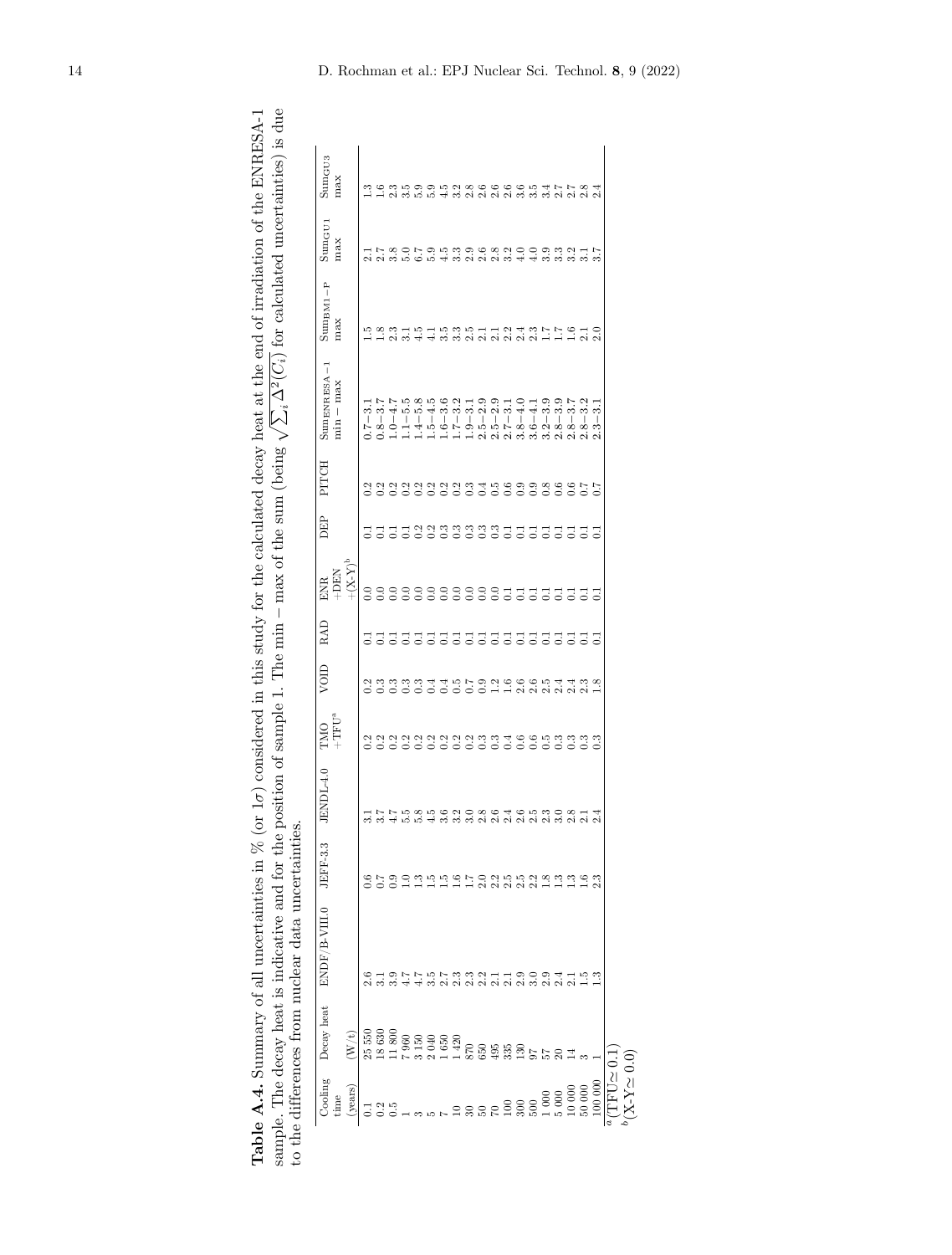**Table A.4.** Summary of all uncertainties in % (or 1$\sigma$) considered in this study for the calculated decay heat at the end of irradiation of the ENRESA-1 sample. The decay heat is indicative and for the position of sample 1. The min − max of the sum (being $\sqrt{\sum_i \Delta^2(C_i)}$ for calculated uncertainties) is due to the differences from nuclear data uncertainties.

| Cooling time (years) | Decay heat (W/t) | ENDF/B-VIII.0 | JEFF-3.3 | JENDL-4.0 | TMO +TFU[a] | VOID | RAD | ENR +DEN +(X-Y)[b] | DEP | PITCH | $\text{Sum}_{\text{ENRESA-1}}$ min − max | $\text{Sum}_{\text{BM1-P}}$ max | $\text{Sum}_{\text{GU1}}$ max | $\text{Sum}_{\text{GU3}}$ max |
|---|---|---|---|---|---|---|---|---|---|---|---|---|---|---|
| 0.1 | 25 550 | 2.6 | 0.6 | 3.1 | 0.2 | 0.2 | 0.1 | 0.0 | 0.1 | 0.2 | 0.7−3.1 | 1.5 | 2.1 | 1.3 |
| 0.2 | 18 630 | 3.1 | 0.7 | 3.7 | 0.2 | 0.3 | 0.1 | 0.0 | 0.1 | 0.2 | 0.8−3.7 | 1.8 | 2.7 | 1.6 |
| 0.5 | 11 800 | 3.9 | 0.9 | 4.7 | 0.2 | 0.3 | 0.1 | 0.0 | 0.1 | 0.2 | 1.0−4.7 | 2.3 | 3.8 | 2.3 |
| 1 | 7 960 | 4.7 | 1.0 | 5.5 | 0.2 | 0.3 | 0.1 | 0.0 | 0.1 | 0.2 | 1.1−5.5 | 3.1 | 5.0 | 3.5 |
| 3 | 3 150 | 4.7 | 1.3 | 5.8 | 0.2 | 0.3 | 0.1 | 0.0 | 0.2 | 0.2 | 1.4−5.8 | 4.5 | 6.7 | 5.9 |
| 5 | 2 040 | 3.5 | 1.5 | 4.5 | 0.2 | 0.4 | 0.1 | 0.0 | 0.2 | 0.2 | 1.5−4.5 | 4.1 | 5.9 | 5.9 |
| 7 | 1 650 | 2.7 | 1.5 | 3.6 | 0.2 | 0.4 | 0.1 | 0.0 | 0.3 | 0.2 | 1.6−3.6 | 3.5 | 4.5 | 4.5 |
| 10 | 1 420 | 2.3 | 1.6 | 3.2 | 0.2 | 0.5 | 0.1 | 0.0 | 0.3 | 0.2 | 1.7−3.2 | 3.3 | 3.3 | 3.2 |
| 30 | 870 | 2.3 | 1.7 | 3.0 | 0.2 | 0.7 | 0.1 | 0.0 | 0.3 | 0.3 | 1.9−3.1 | 2.5 | 2.9 | 2.8 |
| 50 | 650 | 2.2 | 2.0 | 2.8 | 0.3 | 0.9 | 0.1 | 0.0 | 0.3 | 0.4 | 2.5−2.9 | 2.1 | 2.6 | 2.6 |
| 70 | 495 | 2.1 | 2.2 | 2.6 | 0.3 | 1.2 | 0.1 | 0.0 | 0.3 | 0.5 | 2.5−2.9 | 2.1 | 2.8 | 2.6 |
| 100 | 335 | 2.1 | 2.5 | 2.4 | 0.4 | 1.6 | 0.1 | 0.1 | 0.1 | 0.6 | 2.7−3.1 | 2.2 | 3.2 | 2.6 |
| 300 | 130 | 2.9 | 2.5 | 2.6 | 0.6 | 2.6 | 0.1 | 0.1 | 0.1 | 0.9 | 3.8−4.0 | 2.4 | 4.0 | 3.6 |
| 500 | 97 | 3.0 | 2.2 | 2.5 | 0.6 | 2.6 | 0.1 | 0.1 | 0.1 | 0.9 | 3.6−4.1 | 2.3 | 4.0 | 3.5 |
| 1 000 | 57 | 2.9 | 1.8 | 2.3 | 0.5 | 2.5 | 0.1 | 0.1 | 0.1 | 0.8 | 3.2−3.9 | 1.7 | 3.9 | 3.4 |
| 5 000 | 20 | 2.4 | 1.3 | 3.0 | 0.3 | 2.4 | 0.1 | 0.1 | 0.1 | 0.6 | 2.8−3.9 | 1.7 | 3.3 | 2.7 |
| 10 000 | 14 | 2.1 | 1.3 | 2.8 | 0.3 | 2.4 | 0.1 | 0.1 | 0.1 | 0.6 | 2.8−3.7 | 1.6 | 3.2 | 2.7 |
| 50 000 | 3 | 1.5 | 1.6 | 2.1 | 0.3 | 2.3 | 0.1 | 0.1 | 0.1 | 0.7 | 2.8−3.2 | 2.1 | 3.1 | 2.8 |
| 100 000 | 1 | 1.3 | 2.3 | 2.4 | 0.3 | 1.8 | 0.1 | 0.1 | 0.1 | 0.7 | 2.3−3.1 | 2.0 | 3.7 | 2.4 |

[a] (TFU$\simeq$ 0.1)
[b] (X-Y$\simeq$ 0.0)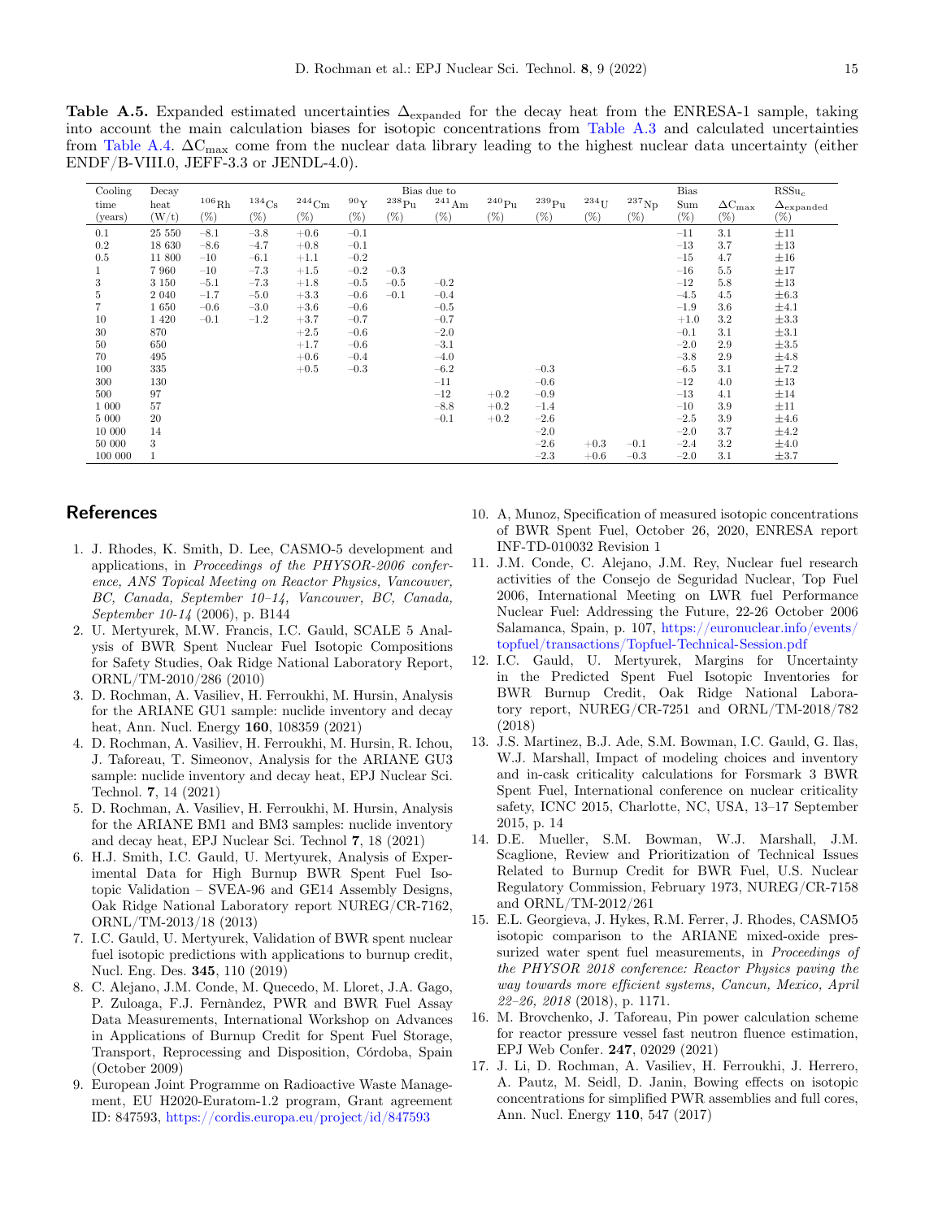**Table A.5.** Expanded estimated uncertainties $\Delta_{\text{expanded}}$ for the decay heat from the ENRESA-1 sample, taking into account the main calculation biases for isotopic concentrations from Table A.3 and calculated uncertainties from Table A.4. $\Delta C_{\max}$ come from the nuclear data library leading to the highest nuclear data uncertainty (either ENDF/B-VIII.0, JEFF-3.3 or JENDL-4.0).

| Cooling | Decay | | | | | Bias due to | | | | | | Bias | | $RSSu_c$ |
|---|---|---|---|---|---|---|---|---|---|---|---|---|---|---|
| time | heat | $^{106}$Rh | $^{134}$Cs | $^{244}$Cm | $^{90}$Y | $^{238}$Pu | $^{241}$Am | $^{240}$Pu | $^{239}$Pu | $^{234}$U | $^{237}$Np | Sum | $\Delta C_{\max}$ | $\Delta_{\text{expanded}}$ |
| (years) | (W/t) | (%) | (%) | (%) | (%) | (%) | (%) | (%) | (%) | (%) | (%) | (%) | (%) | (%) |
| 0.1 | 25 550 | −8.1 | −3.8 | +0.6 | −0.1 | | | | | | | −11 | 3.1 | ±11 |
| 0.2 | 18 630 | −8.6 | −4.7 | +0.8 | −0.1 | | | | | | | −13 | 3.7 | ±13 |
| 0.5 | 11 800 | −10 | −6.1 | +1.1 | −0.2 | | | | | | | −15 | 4.7 | ±16 |
| 1 | 7 960 | −10 | −7.3 | +1.5 | −0.2 | −0.3 | | | | | | −16 | 5.5 | ±17 |
| 3 | 3 150 | −5.1 | −7.3 | +1.8 | −0.5 | −0.5 | −0.2 | | | | | −12 | 5.8 | ±13 |
| 5 | 2 040 | −1.7 | −5.0 | +3.3 | −0.6 | −0.1 | −0.4 | | | | | −4.5 | 4.5 | ±6.3 |
| 7 | 1 650 | −0.6 | −3.0 | +3.6 | −0.6 | | −0.5 | | | | | −1.9 | 3.6 | ±4.1 |
| 10 | 1 420 | −0.1 | −1.2 | +3.7 | −0.7 | | −0.7 | | | | | +1.0 | 3.2 | ±3.3 |
| 30 | 870 | | | +2.5 | −0.6 | | −2.0 | | | | | −0.1 | 3.1 | ±3.1 |
| 50 | 650 | | | +1.7 | −0.6 | | −3.1 | | | | | −2.0 | 2.9 | ±3.5 |
| 70 | 495 | | | +0.6 | −0.4 | | −4.0 | | | | | −3.8 | 2.9 | ±4.8 |
| 100 | 335 | | | +0.5 | −0.3 | | −6.2 | | −0.3 | | | −6.5 | 3.1 | ±7.2 |
| 300 | 130 | | | | | | −11 | | −0.6 | | | −12 | 4.0 | ±13 |
| 500 | 97 | | | | | | −12 | +0.2 | −0.9 | | | −13 | 4.1 | ±14 |
| 1 000 | 57 | | | | | | −8.8 | +0.2 | −1.4 | | | −10 | 3.9 | ±11 |
| 5 000 | 20 | | | | | | −0.1 | +0.2 | −2.6 | | | −2.5 | 3.9 | ±4.6 |
| 10 000 | 14 | | | | | | | | −2.0 | | | −2.0 | 3.7 | ±4.2 |
| 50 000 | 3 | | | | | | | | −2.6 | +0.3 | −0.1 | −2.4 | 3.2 | ±4.0 |
| 100 000 | 1 | | | | | | | | −2.3 | +0.6 | −0.3 | −2.0 | 3.1 | ±3.7 |

## References

1. J. Rhodes, K. Smith, D. Lee, CASMO-5 development and applications, in *Proceedings of the PHYSOR-2006 conference, ANS Topical Meeting on Reactor Physics, Vancouver, BC, Canada, September 10–14, Vancouver, BC, Canada, September 10-14* (2006), p. B144
2. U. Mertyurek, M.W. Francis, I.C. Gauld, SCALE 5 Analysis of BWR Spent Nuclear Fuel Isotopic Compositions for Safety Studies, Oak Ridge National Laboratory Report, ORNL/TM-2010/286 (2010)
3. D. Rochman, A. Vasiliev, H. Ferroukhi, M. Hursin, Analysis for the ARIANE GU1 sample: nuclide inventory and decay heat, Ann. Nucl. Energy **160**, 108359 (2021)
4. D. Rochman, A. Vasiliev, H. Ferroukhi, M. Hursin, R. Ichou, J. Taforeau, T. Simeonov, Analysis for the ARIANE GU3 sample: nuclide inventory and decay heat, EPJ Nuclear Sci. Technol. **7**, 14 (2021)
5. D. Rochman, A. Vasiliev, H. Ferroukhi, M. Hursin, Analysis for the ARIANE BM1 and BM3 samples: nuclide inventory and decay heat, EPJ Nuclear Sci. Technol **7**, 18 (2021)
6. H.J. Smith, I.C. Gauld, U. Mertyurek, Analysis of Experimental Data for High Burnup BWR Spent Fuel Isotopic Validation – SVEA-96 and GE14 Assembly Designs, Oak Ridge National Laboratory report NUREG/CR-7162, ORNL/TM-2013/18 (2013)
7. I.C. Gauld, U. Mertyurek, Validation of BWR spent nuclear fuel isotopic predictions with applications to burnup credit, Nucl. Eng. Des. **345**, 110 (2019)
8. C. Alejano, J.M. Conde, M. Quecedo, M. Lloret, J.A. Gago, P. Zuloaga, F.J. Fernàndez, PWR and BWR Fuel Assay Data Measurements, International Workshop on Advances in Applications of Burnup Credit for Spent Fuel Storage, Transport, Reprocessing and Disposition, Córdoba, Spain (October 2009)
9. European Joint Programme on Radioactive Waste Management, EU H2020-Euratom-1.2 program, Grant agreement ID: 847593, https://cordis.europa.eu/project/id/847593
10. A, Munoz, Specification of measured isotopic concentrations of BWR Spent Fuel, October 26, 2020, ENRESA report INF-TD-010032 Revision 1
11. J.M. Conde, C. Alejano, J.M. Rey, Nuclear fuel research activities of the Consejo de Seguridad Nuclear, Top Fuel 2006, International Meeting on LWR fuel Performance Nuclear Fuel: Addressing the Future, 22-26 October 2006 Salamanca, Spain, p. 107, https://euronuclear.info/events/topfuel/transactions/Topfuel-Technical-Session.pdf
12. I.C. Gauld, U. Mertyurek, Margins for Uncertainty in the Predicted Spent Fuel Isotopic Inventories for BWR Burnup Credit, Oak Ridge National Laboratory report, NUREG/CR-7251 and ORNL/TM-2018/782 (2018)
13. J.S. Martinez, B.J. Ade, S.M. Bowman, I.C. Gauld, G. Ilas, W.J. Marshall, Impact of modeling choices and inventory and in-cask criticality calculations for Forsmark 3 BWR Spent Fuel, International conference on nuclear criticality safety, ICNC 2015, Charlotte, NC, USA, 13–17 September 2015, p. 14
14. D.E. Mueller, S.M. Bowman, W.J. Marshall, J.M. Scaglione, Review and Prioritization of Technical Issues Related to Burnup Credit for BWR Fuel, U.S. Nuclear Regulatory Commission, February 1973, NUREG/CR-7158 and ORNL/TM-2012/261
15. E.L. Georgieva, J. Hykes, R.M. Ferrer, J. Rhodes, CASMO5 isotopic comparison to the ARIANE mixed-oxide pressurized water spent fuel measurements, in *Proceedings of the PHYSOR 2018 conference: Reactor Physics paving the way towards more efficient systems, Cancun, Mexico, April 22–26, 2018* (2018), p. 1171.
16. M. Brovchenko, J. Taforeau, Pin power calculation scheme for reactor pressure vessel fast neutron fluence estimation, EPJ Web Confer. **247**, 02029 (2021)
17. J. Li, D. Rochman, A. Vasiliev, H. Ferroukhi, J. Herrero, A. Pautz, M. Seidl, D. Janin, Bowing effects on isotopic concentrations for simplified PWR assemblies and full cores, Ann. Nucl. Energy **110**, 547 (2017)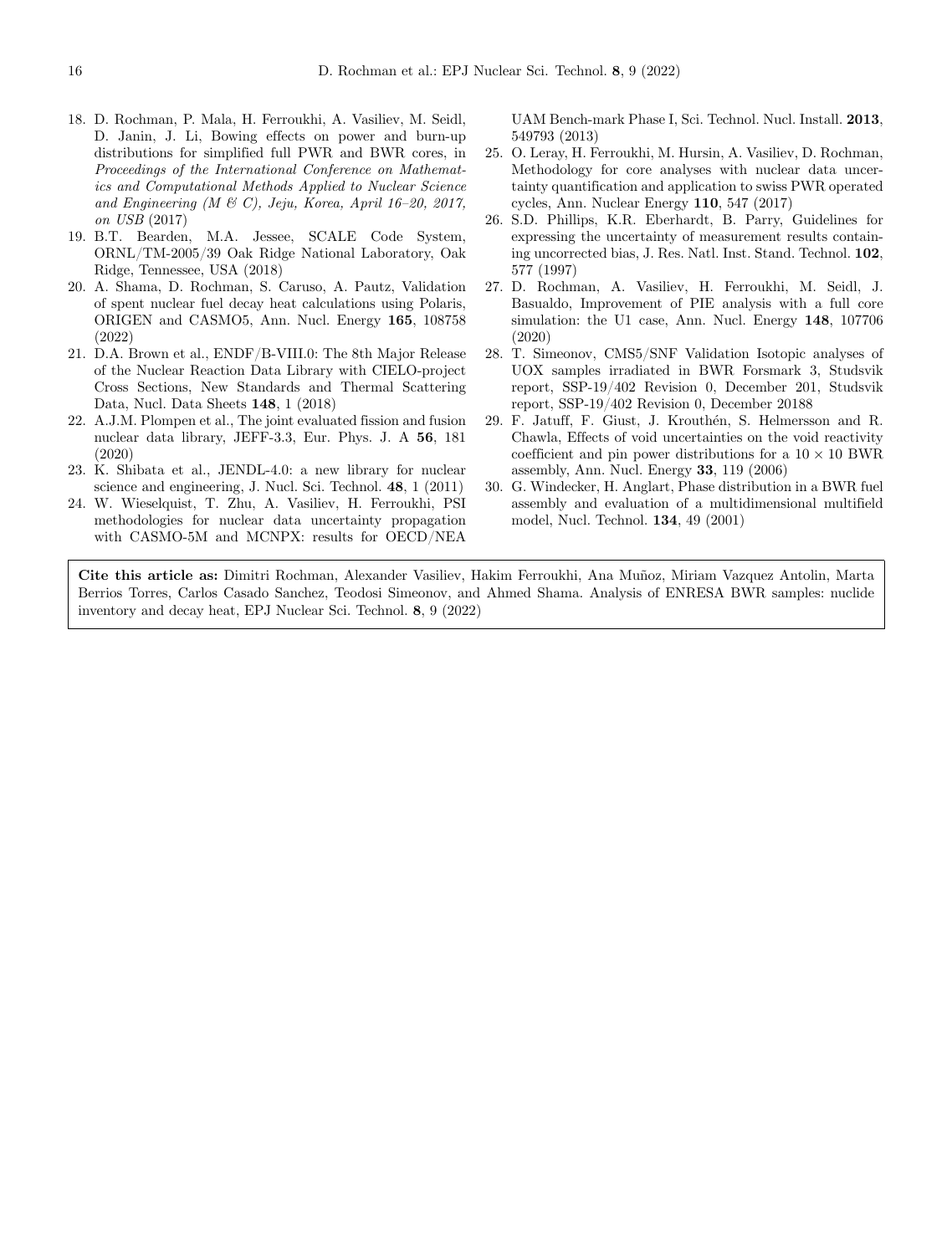18. D. Rochman, P. Mala, H. Ferroukhi, A. Vasiliev, M. Seidl, D. Janin, J. Li, Bowing effects on power and burn-up distributions for simplified full PWR and BWR cores, in *Proceedings of the International Conference on Mathematics and Computational Methods Applied to Nuclear Science and Engineering (M & C), Jeju, Korea, April 16–20, 2017, on USB* (2017)
19. B.T. Bearden, M.A. Jessee, SCALE Code System, ORNL/TM-2005/39 Oak Ridge National Laboratory, Oak Ridge, Tennessee, USA (2018)
20. A. Shama, D. Rochman, S. Caruso, A. Pautz, Validation of spent nuclear fuel decay heat calculations using Polaris, ORIGEN and CASMO5, Ann. Nucl. Energy **165**, 108758 (2022)
21. D.A. Brown et al., ENDF/B-VIII.0: The 8th Major Release of the Nuclear Reaction Data Library with CIELO-project Cross Sections, New Standards and Thermal Scattering Data, Nucl. Data Sheets **148**, 1 (2018)
22. A.J.M. Plompen et al., The joint evaluated fission and fusion nuclear data library, JEFF-3.3, Eur. Phys. J. A **56**, 181 (2020)
23. K. Shibata et al., JENDL-4.0: a new library for nuclear science and engineering, J. Nucl. Sci. Technol. **48**, 1 (2011)
24. W. Wieselquist, T. Zhu, A. Vasiliev, H. Ferroukhi, PSI methodologies for nuclear data uncertainty propagation with CASMO-5M and MCNPX: results for OECD/NEA UAM Bench-mark Phase I, Sci. Technol. Nucl. Install. **2013**, 549793 (2013)
25. O. Leray, H. Ferroukhi, M. Hursin, A. Vasiliev, D. Rochman, Methodology for core analyses with nuclear data uncertainty quantification and application to swiss PWR operated cycles, Ann. Nuclear Energy **110**, 547 (2017)
26. S.D. Phillips, K.R. Eberhardt, B. Parry, Guidelines for expressing the uncertainty of measurement results containing uncorrected bias, J. Res. Natl. Inst. Stand. Technol. **102**, 577 (1997)
27. D. Rochman, A. Vasiliev, H. Ferroukhi, M. Seidl, J. Basualdo, Improvement of PIE analysis with a full core simulation: the U1 case, Ann. Nucl. Energy **148**, 107706 (2020)
28. T. Simeonov, CMS5/SNF Validation Isotopic analyses of UOX samples irradiated in BWR Forsmark 3, Studsvik report, SSP-19/402 Revision 0, December 201, Studsvik report, SSP-19/402 Revision 0, December 20188
29. F. Jatuff, F. Giust, J. Krouthén, S. Helmersson and R. Chawla, Effects of void uncertainties on the void reactivity coefficient and pin power distributions for a $10 \times 10$ BWR assembly, Ann. Nucl. Energy **33**, 119 (2006)
30. G. Windecker, H. Anglart, Phase distribution in a BWR fuel assembly and evaluation of a multidimensional multifield model, Nucl. Technol. **134**, 49 (2001)

**Cite this article as:** Dimitri Rochman, Alexander Vasiliev, Hakim Ferroukhi, Ana Muñoz, Miriam Vazquez Antolin, Marta Berrios Torres, Carlos Casado Sanchez, Teodosi Simeonov, and Ahmed Shama. Analysis of ENRESA BWR samples: nuclide inventory and decay heat, EPJ Nuclear Sci. Technol. **8**, 9 (2022)